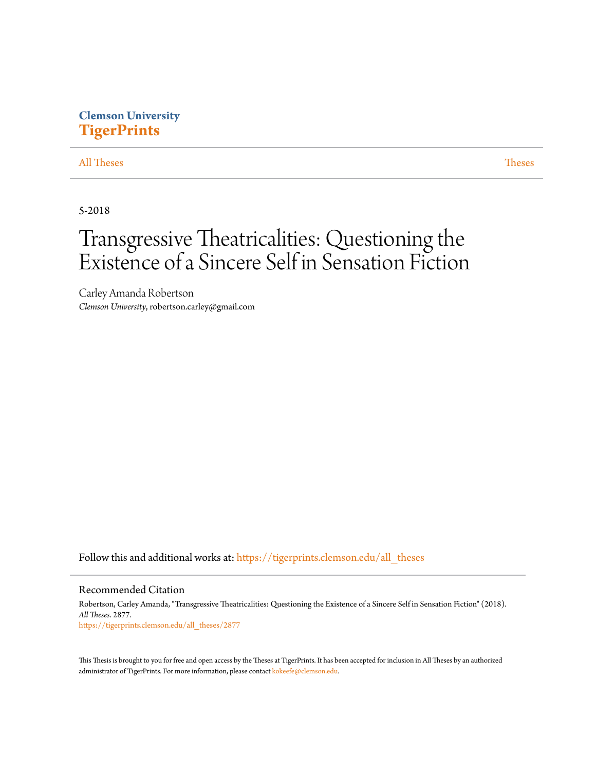Clemson University
**TigerPrints**

All Theses | Theses

5-2018

# Transgressive Theatricalities: Questioning the Existence of a Sincere Self in Sensation Fiction

Carley Amanda Robertson
*Clemson University*, robertson.carley@gmail.com

Follow this and additional works at: https://tigerprints.clemson.edu/all_theses

## Recommended Citation

Robertson, Carley Amanda, "Transgressive Theatricalities: Questioning the Existence of a Sincere Self in Sensation Fiction" (2018). *All Theses*. 2877.
https://tigerprints.clemson.edu/all_theses/2877

This Thesis is brought to you for free and open access by the Theses at TigerPrints. It has been accepted for inclusion in All Theses by an authorized administrator of TigerPrints. For more information, please contact kokeefe@clemson.edu.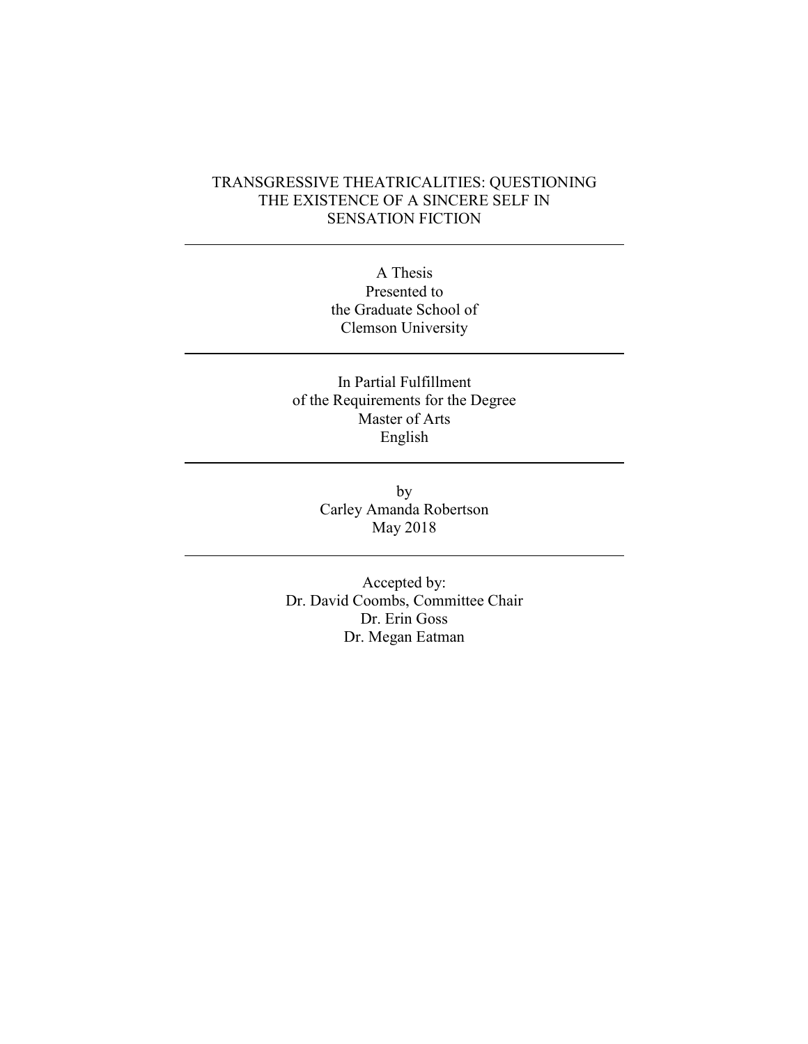# TRANSGRESSIVE THEATRICALITIES: QUESTIONING THE EXISTENCE OF A SINCERE SELF IN SENSATION FICTION

---

A Thesis
Presented to
the Graduate School of
Clemson University

---

In Partial Fulfillment
of the Requirements for the Degree
Master of Arts
English

---

by
Carley Amanda Robertson
May 2018

---

Accepted by:
Dr. David Coombs, Committee Chair
Dr. Erin Goss
Dr. Megan Eatman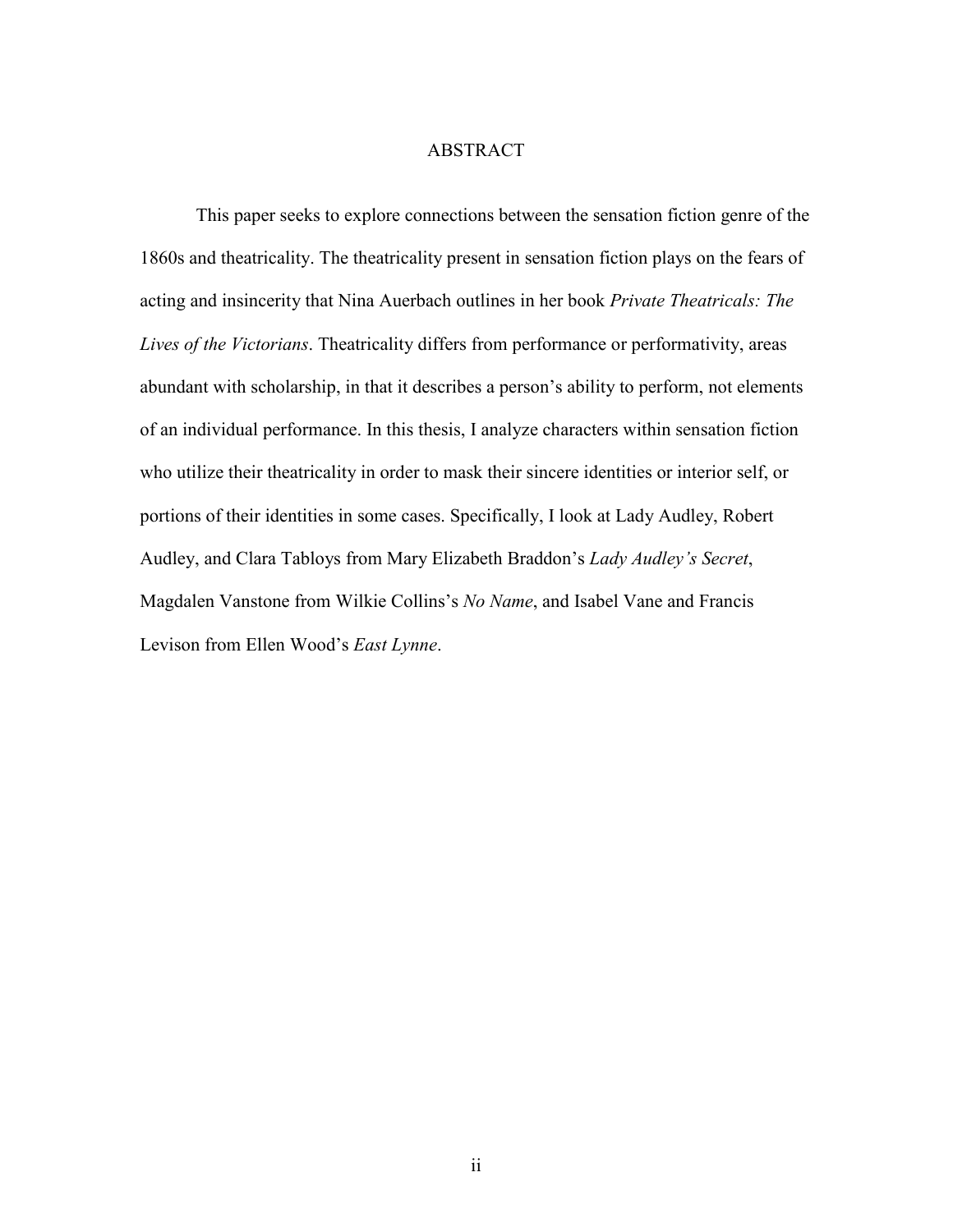# ABSTRACT

This paper seeks to explore connections between the sensation fiction genre of the 1860s and theatricality. The theatricality present in sensation fiction plays on the fears of acting and insincerity that Nina Auerbach outlines in her book *Private Theatricals: The Lives of the Victorians*. Theatricality differs from performance or performativity, areas abundant with scholarship, in that it describes a person's ability to perform, not elements of an individual performance. In this thesis, I analyze characters within sensation fiction who utilize their theatricality in order to mask their sincere identities or interior self, or portions of their identities in some cases. Specifically, I look at Lady Audley, Robert Audley, and Clara Tabloys from Mary Elizabeth Braddon's *Lady Audley's Secret*, Magdalen Vanstone from Wilkie Collins's *No Name*, and Isabel Vane and Francis Levison from Ellen Wood's *East Lynne*.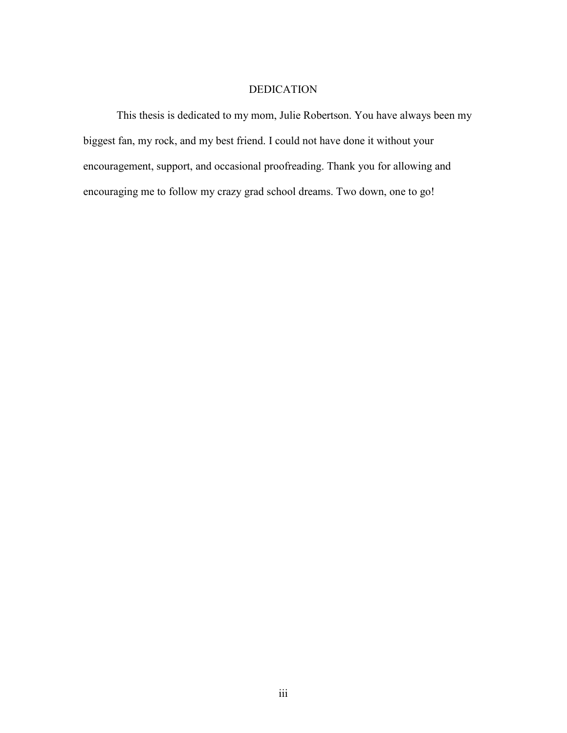# DEDICATION

This thesis is dedicated to my mom, Julie Robertson. You have always been my biggest fan, my rock, and my best friend. I could not have done it without your encouragement, support, and occasional proofreading. Thank you for allowing and encouraging me to follow my crazy grad school dreams. Two down, one to go!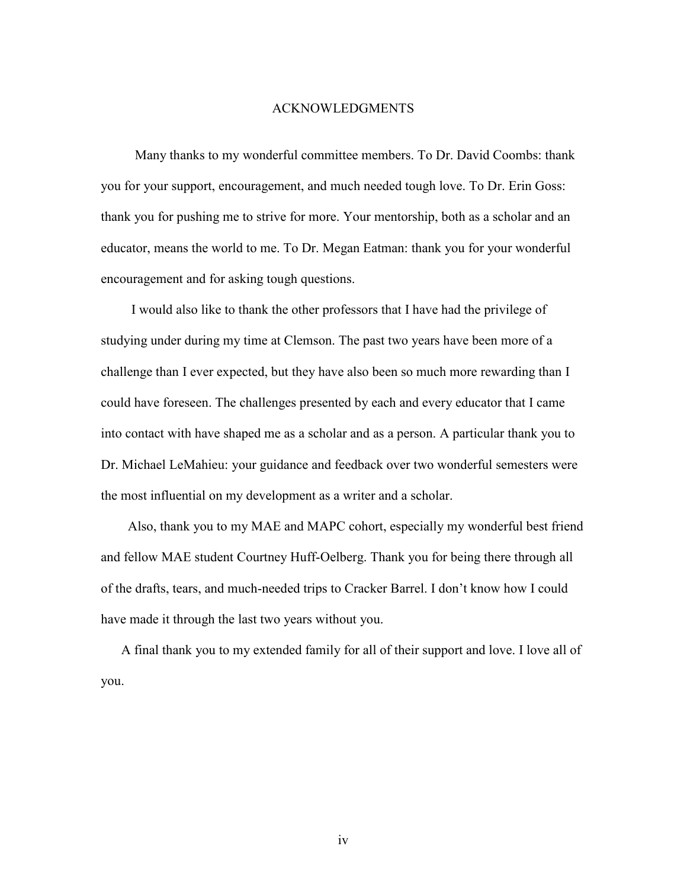# ACKNOWLEDGMENTS

Many thanks to my wonderful committee members. To Dr. David Coombs: thank you for your support, encouragement, and much needed tough love. To Dr. Erin Goss: thank you for pushing me to strive for more. Your mentorship, both as a scholar and an educator, means the world to me. To Dr. Megan Eatman: thank you for your wonderful encouragement and for asking tough questions.

I would also like to thank the other professors that I have had the privilege of studying under during my time at Clemson. The past two years have been more of a challenge than I ever expected, but they have also been so much more rewarding than I could have foreseen. The challenges presented by each and every educator that I came into contact with have shaped me as a scholar and as a person. A particular thank you to Dr. Michael LeMahieu: your guidance and feedback over two wonderful semesters were the most influential on my development as a writer and a scholar.

Also, thank you to my MAE and MAPC cohort, especially my wonderful best friend and fellow MAE student Courtney Huff-Oelberg. Thank you for being there through all of the drafts, tears, and much-needed trips to Cracker Barrel. I don't know how I could have made it through the last two years without you.

A final thank you to my extended family for all of their support and love. I love all of you.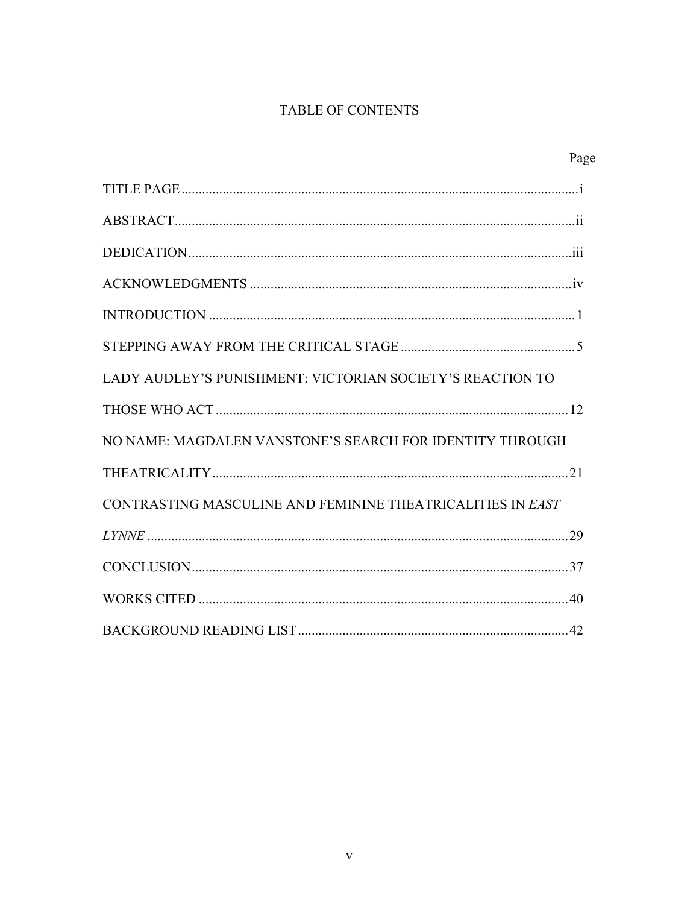# TABLE OF CONTENTS

| | Page |
|---|---|
| TITLE PAGE | i |
| ABSTRACT | ii |
| DEDICATION | iii |
| ACKNOWLEDGMENTS | iv |
| INTRODUCTION | 1 |
| STEPPING AWAY FROM THE CRITICAL STAGE | 5 |
| LADY AUDLEY'S PUNISHMENT: VICTORIAN SOCIETY'S REACTION TO THOSE WHO ACT | 12 |
| NO NAME: MAGDALEN VANSTONE'S SEARCH FOR IDENTITY THROUGH THEATRICALITY | 21 |
| CONTRASTING MASCULINE AND FEMININE THEATRICALITIES IN *EAST LYNNE* | 29 |
| CONCLUSION | 37 |
| WORKS CITED | 40 |
| BACKGROUND READING LIST | 42 |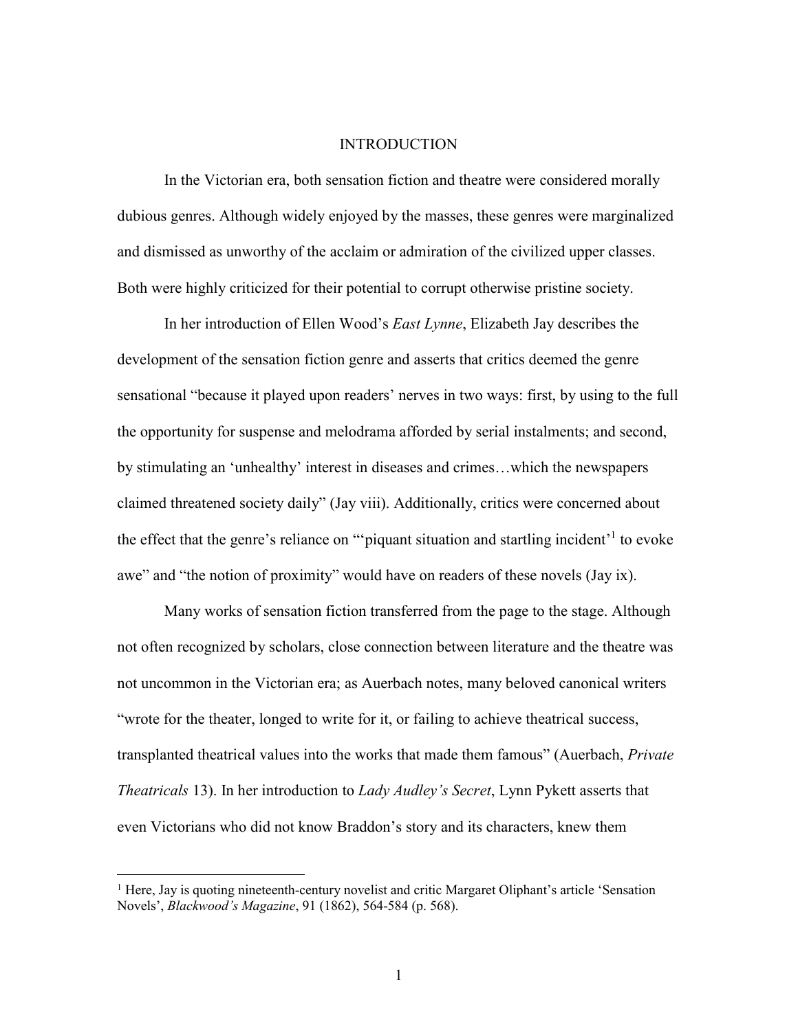# INTRODUCTION

In the Victorian era, both sensation fiction and theatre were considered morally dubious genres. Although widely enjoyed by the masses, these genres were marginalized and dismissed as unworthy of the acclaim or admiration of the civilized upper classes. Both were highly criticized for their potential to corrupt otherwise pristine society.

In her introduction of Ellen Wood's *East Lynne*, Elizabeth Jay describes the development of the sensation fiction genre and asserts that critics deemed the genre sensational "because it played upon readers' nerves in two ways: first, by using to the full the opportunity for suspense and melodrama afforded by serial instalments; and second, by stimulating an 'unhealthy' interest in diseases and crimes…which the newspapers claimed threatened society daily" (Jay viii). Additionally, critics were concerned about the effect that the genre's reliance on "'piquant situation and startling incident'[1] to evoke awe" and "the notion of proximity" would have on readers of these novels (Jay ix).

Many works of sensation fiction transferred from the page to the stage. Although not often recognized by scholars, close connection between literature and the theatre was not uncommon in the Victorian era; as Auerbach notes, many beloved canonical writers "wrote for the theater, longed to write for it, or failing to achieve theatrical success, transplanted theatrical values into the works that made them famous" (Auerbach, *Private Theatricals* 13). In her introduction to *Lady Audley's Secret*, Lynn Pykett asserts that even Victorians who did not know Braddon's story and its characters, knew them

[1] Here, Jay is quoting nineteenth-century novelist and critic Margaret Oliphant's article 'Sensation Novels', *Blackwood's Magazine*, 91 (1862), 564-584 (p. 568).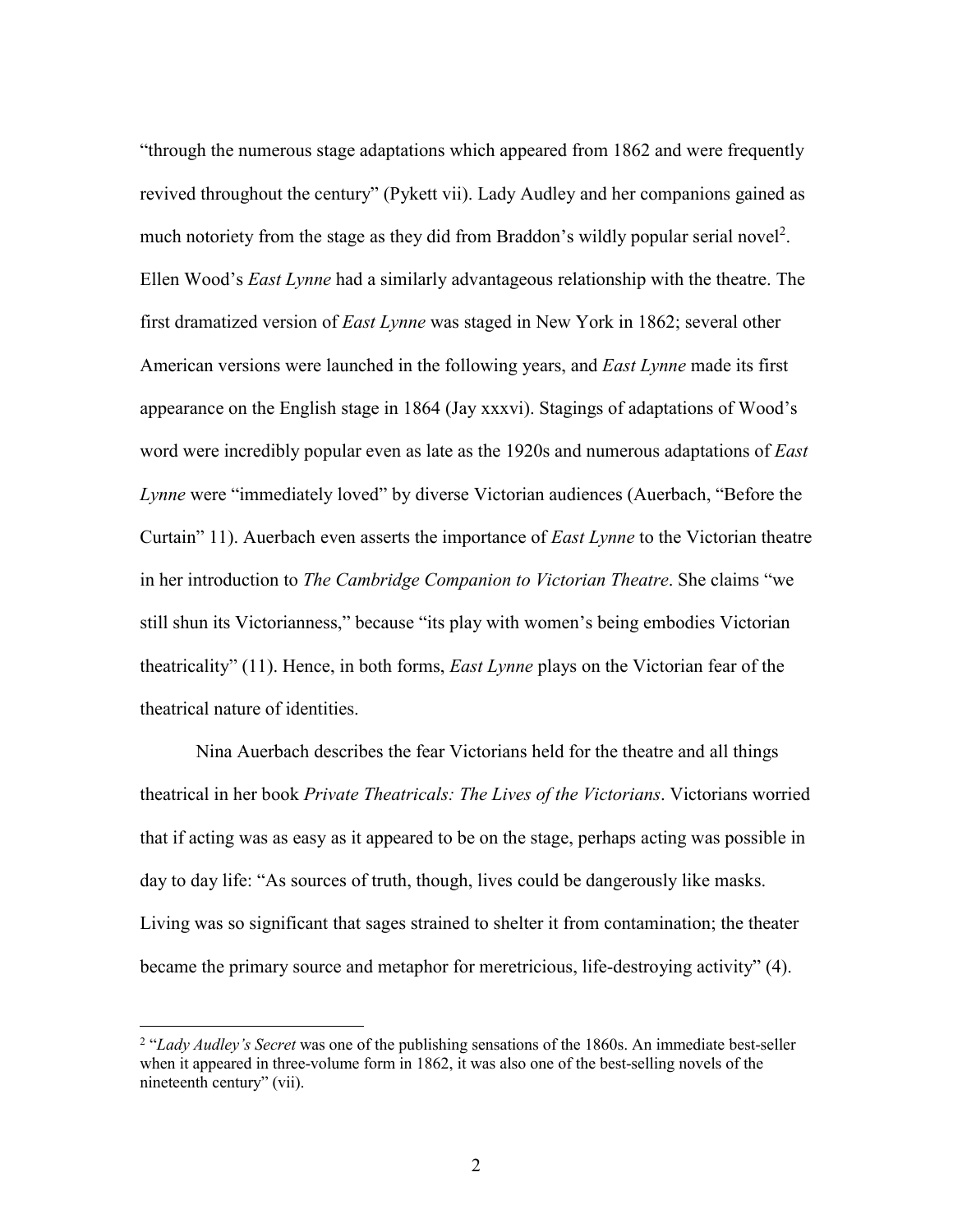"through the numerous stage adaptations which appeared from 1862 and were frequently revived throughout the century" (Pykett vii). Lady Audley and her companions gained as much notoriety from the stage as they did from Braddon's wildly popular serial novel[2]. Ellen Wood's *East Lynne* had a similarly advantageous relationship with the theatre. The first dramatized version of *East Lynne* was staged in New York in 1862; several other American versions were launched in the following years, and *East Lynne* made its first appearance on the English stage in 1864 (Jay xxxvi). Stagings of adaptations of Wood's word were incredibly popular even as late as the 1920s and numerous adaptations of *East Lynne* were "immediately loved" by diverse Victorian audiences (Auerbach, "Before the Curtain" 11). Auerbach even asserts the importance of *East Lynne* to the Victorian theatre in her introduction to *The Cambridge Companion to Victorian Theatre*. She claims "we still shun its Victorianness," because "its play with women's being embodies Victorian theatricality" (11). Hence, in both forms, *East Lynne* plays on the Victorian fear of the theatrical nature of identities.

Nina Auerbach describes the fear Victorians held for the theatre and all things theatrical in her book *Private Theatricals: The Lives of the Victorians*. Victorians worried that if acting was as easy as it appeared to be on the stage, perhaps acting was possible in day to day life: "As sources of truth, though, lives could be dangerously like masks. Living was so significant that sages strained to shelter it from contamination; the theater became the primary source and metaphor for meretricious, life-destroying activity" (4).

---

[2] "*Lady Audley's Secret* was one of the publishing sensations of the 1860s. An immediate best-seller when it appeared in three-volume form in 1862, it was also one of the best-selling novels of the nineteenth century" (vii).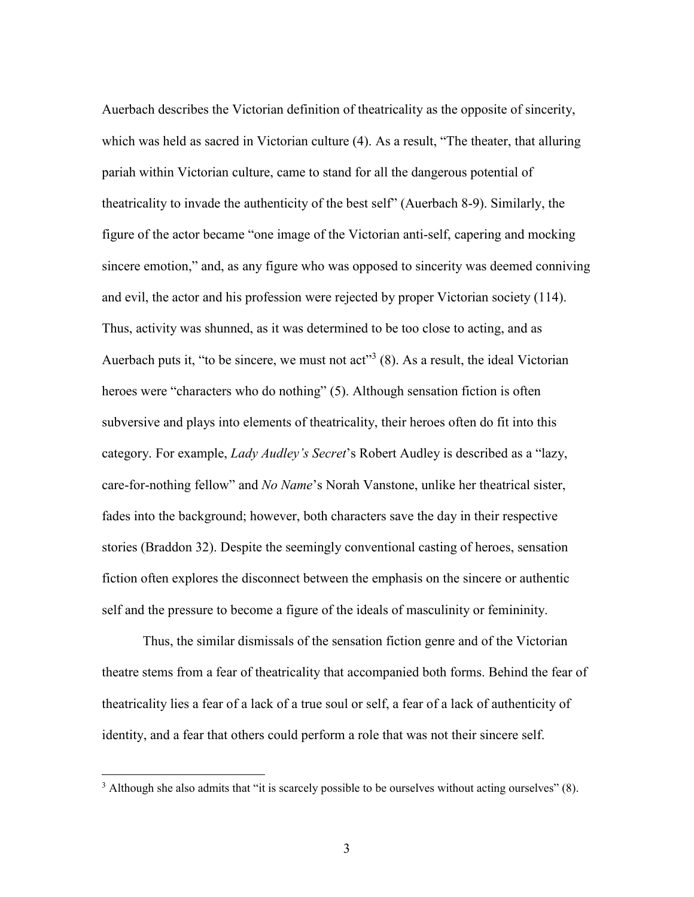Auerbach describes the Victorian definition of theatricality as the opposite of sincerity, which was held as sacred in Victorian culture (4). As a result, "The theater, that alluring pariah within Victorian culture, came to stand for all the dangerous potential of theatricality to invade the authenticity of the best self" (Auerbach 8-9). Similarly, the figure of the actor became "one image of the Victorian anti-self, capering and mocking sincere emotion," and, as any figure who was opposed to sincerity was deemed conniving and evil, the actor and his profession were rejected by proper Victorian society (114). Thus, activity was shunned, as it was determined to be too close to acting, and as Auerbach puts it, "to be sincere, we must not act"[3] (8). As a result, the ideal Victorian heroes were "characters who do nothing" (5). Although sensation fiction is often subversive and plays into elements of theatricality, their heroes often do fit into this category. For example, *Lady Audley's Secret*'s Robert Audley is described as a "lazy, care-for-nothing fellow" and *No Name*'s Norah Vanstone, unlike her theatrical sister, fades into the background; however, both characters save the day in their respective stories (Braddon 32). Despite the seemingly conventional casting of heroes, sensation fiction often explores the disconnect between the emphasis on the sincere or authentic self and the pressure to become a figure of the ideals of masculinity or femininity.

Thus, the similar dismissals of the sensation fiction genre and of the Victorian theatre stems from a fear of theatricality that accompanied both forms. Behind the fear of theatricality lies a fear of a lack of a true soul or self, a fear of a lack of authenticity of identity, and a fear that others could perform a role that was not their sincere self.

---

[3] Although she also admits that "it is scarcely possible to be ourselves without acting ourselves" (8).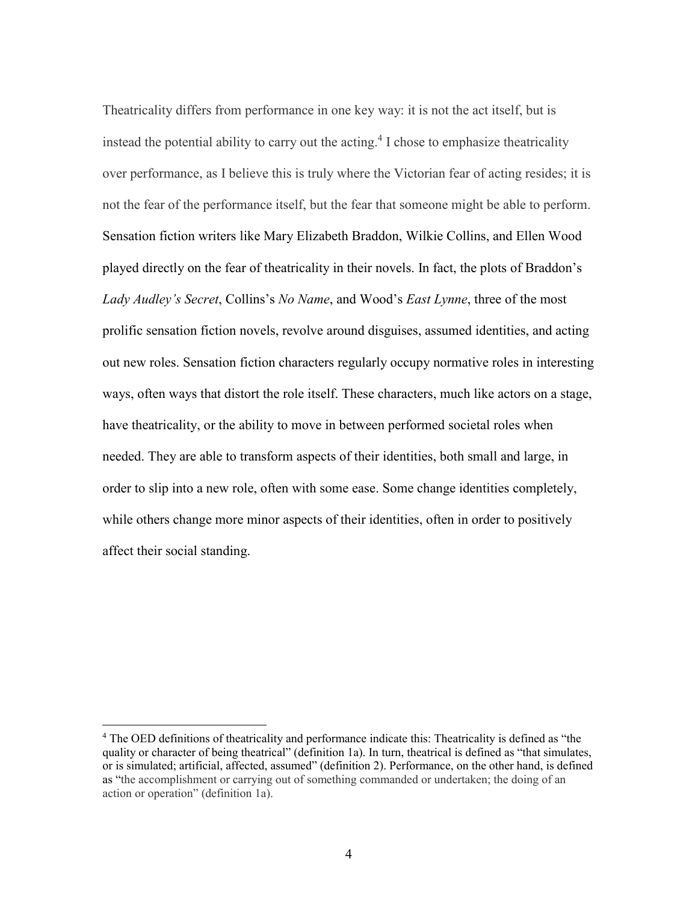Theatricality differs from performance in one key way: it is not the act itself, but is instead the potential ability to carry out the acting.[4] I chose to emphasize theatricality over performance, as I believe this is truly where the Victorian fear of acting resides; it is not the fear of the performance itself, but the fear that someone might be able to perform. Sensation fiction writers like Mary Elizabeth Braddon, Wilkie Collins, and Ellen Wood played directly on the fear of theatricality in their novels. In fact, the plots of Braddon's *Lady Audley's Secret*, Collins's *No Name*, and Wood's *East Lynne*, three of the most prolific sensation fiction novels, revolve around disguises, assumed identities, and acting out new roles. Sensation fiction characters regularly occupy normative roles in interesting ways, often ways that distort the role itself. These characters, much like actors on a stage, have theatricality, or the ability to move in between performed societal roles when needed. They are able to transform aspects of their identities, both small and large, in order to slip into a new role, often with some ease. Some change identities completely, while others change more minor aspects of their identities, often in order to positively affect their social standing.

[4] The OED definitions of theatricality and performance indicate this: Theatricality is defined as "the quality or character of being theatrical" (definition 1a). In turn, theatrical is defined as "that simulates, or is simulated; artificial, affected, assumed" (definition 2). Performance, on the other hand, is defined as "the accomplishment or carrying out of something commanded or undertaken; the doing of an action or operation" (definition 1a).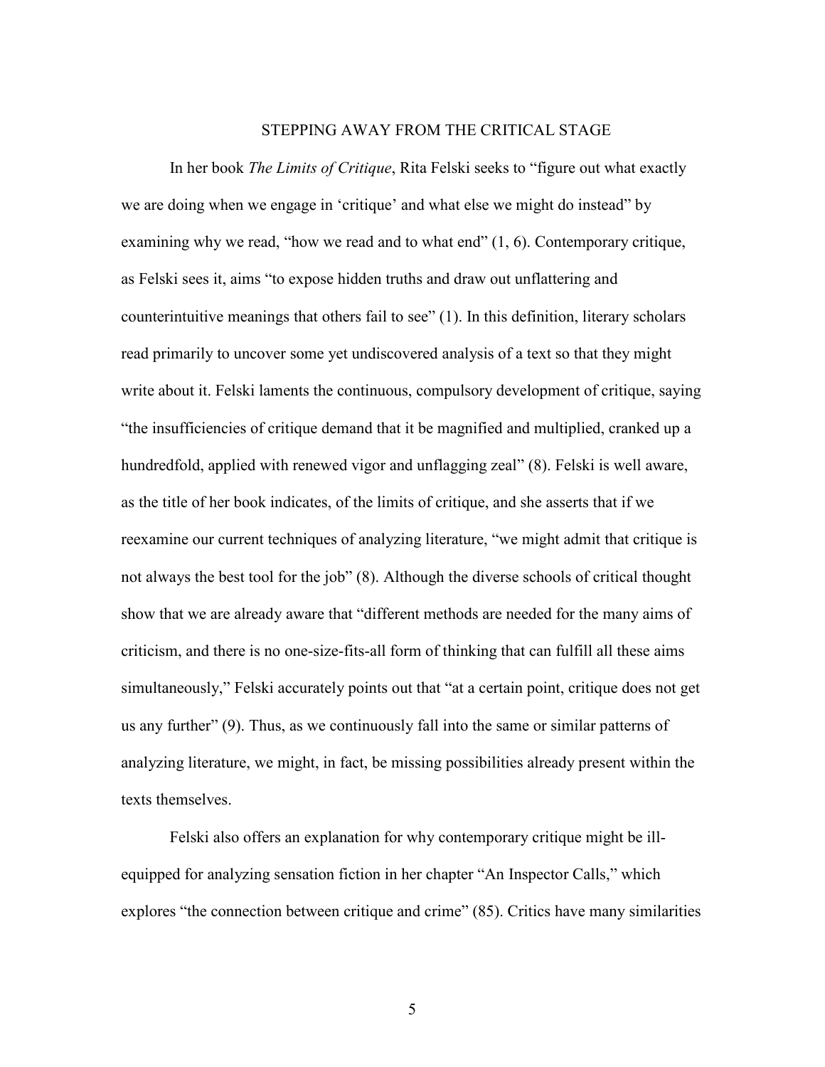## STEPPING AWAY FROM THE CRITICAL STAGE

In her book *The Limits of Critique*, Rita Felski seeks to "figure out what exactly we are doing when we engage in 'critique' and what else we might do instead" by examining why we read, "how we read and to what end" (1, 6). Contemporary critique, as Felski sees it, aims "to expose hidden truths and draw out unflattering and counterintuitive meanings that others fail to see" (1). In this definition, literary scholars read primarily to uncover some yet undiscovered analysis of a text so that they might write about it. Felski laments the continuous, compulsory development of critique, saying "the insufficiencies of critique demand that it be magnified and multiplied, cranked up a hundredfold, applied with renewed vigor and unflagging zeal" (8). Felski is well aware, as the title of her book indicates, of the limits of critique, and she asserts that if we reexamine our current techniques of analyzing literature, "we might admit that critique is not always the best tool for the job" (8). Although the diverse schools of critical thought show that we are already aware that "different methods are needed for the many aims of criticism, and there is no one-size-fits-all form of thinking that can fulfill all these aims simultaneously," Felski accurately points out that "at a certain point, critique does not get us any further" (9). Thus, as we continuously fall into the same or similar patterns of analyzing literature, we might, in fact, be missing possibilities already present within the texts themselves.

Felski also offers an explanation for why contemporary critique might be ill-equipped for analyzing sensation fiction in her chapter "An Inspector Calls," which explores "the connection between critique and crime" (85). Critics have many similarities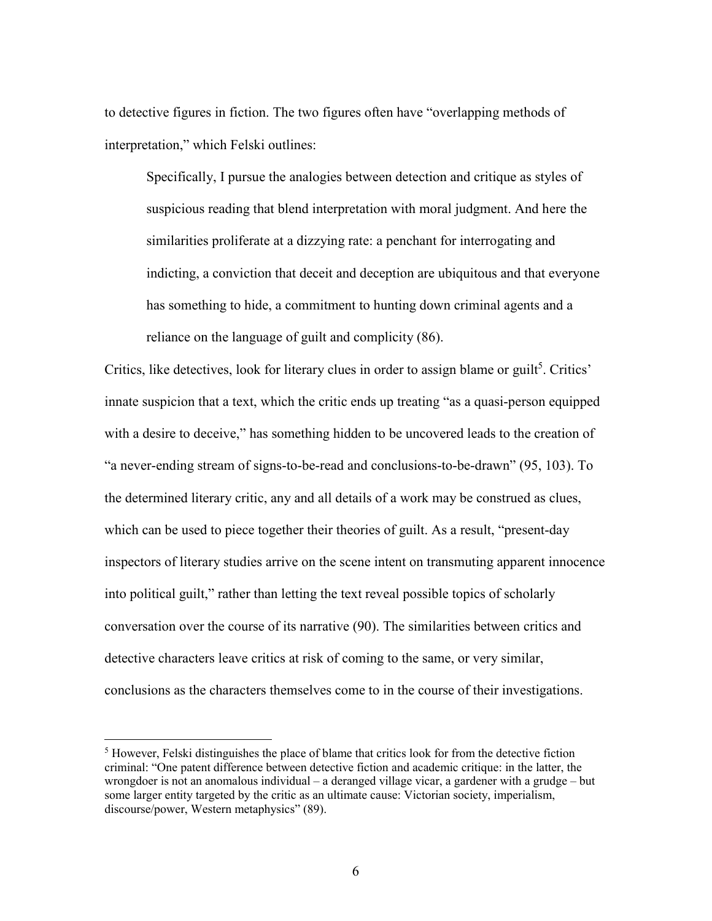to detective figures in fiction. The two figures often have "overlapping methods of interpretation," which Felski outlines:

> Specifically, I pursue the analogies between detection and critique as styles of suspicious reading that blend interpretation with moral judgment. And here the similarities proliferate at a dizzying rate: a penchant for interrogating and indicting, a conviction that deceit and deception are ubiquitous and that everyone has something to hide, a commitment to hunting down criminal agents and a reliance on the language of guilt and complicity (86).

Critics, like detectives, look for literary clues in order to assign blame or guilt[5]. Critics' innate suspicion that a text, which the critic ends up treating "as a quasi-person equipped with a desire to deceive," has something hidden to be uncovered leads to the creation of "a never-ending stream of signs-to-be-read and conclusions-to-be-drawn" (95, 103). To the determined literary critic, any and all details of a work may be construed as clues, which can be used to piece together their theories of guilt. As a result, "present-day inspectors of literary studies arrive on the scene intent on transmuting apparent innocence into political guilt," rather than letting the text reveal possible topics of scholarly conversation over the course of its narrative (90). The similarities between critics and detective characters leave critics at risk of coming to the same, or very similar, conclusions as the characters themselves come to in the course of their investigations.

[5] However, Felski distinguishes the place of blame that critics look for from the detective fiction criminal: "One patent difference between detective fiction and academic critique: in the latter, the wrongdoer is not an anomalous individual – a deranged village vicar, a gardener with a grudge – but some larger entity targeted by the critic as an ultimate cause: Victorian society, imperialism, discourse/power, Western metaphysics" (89).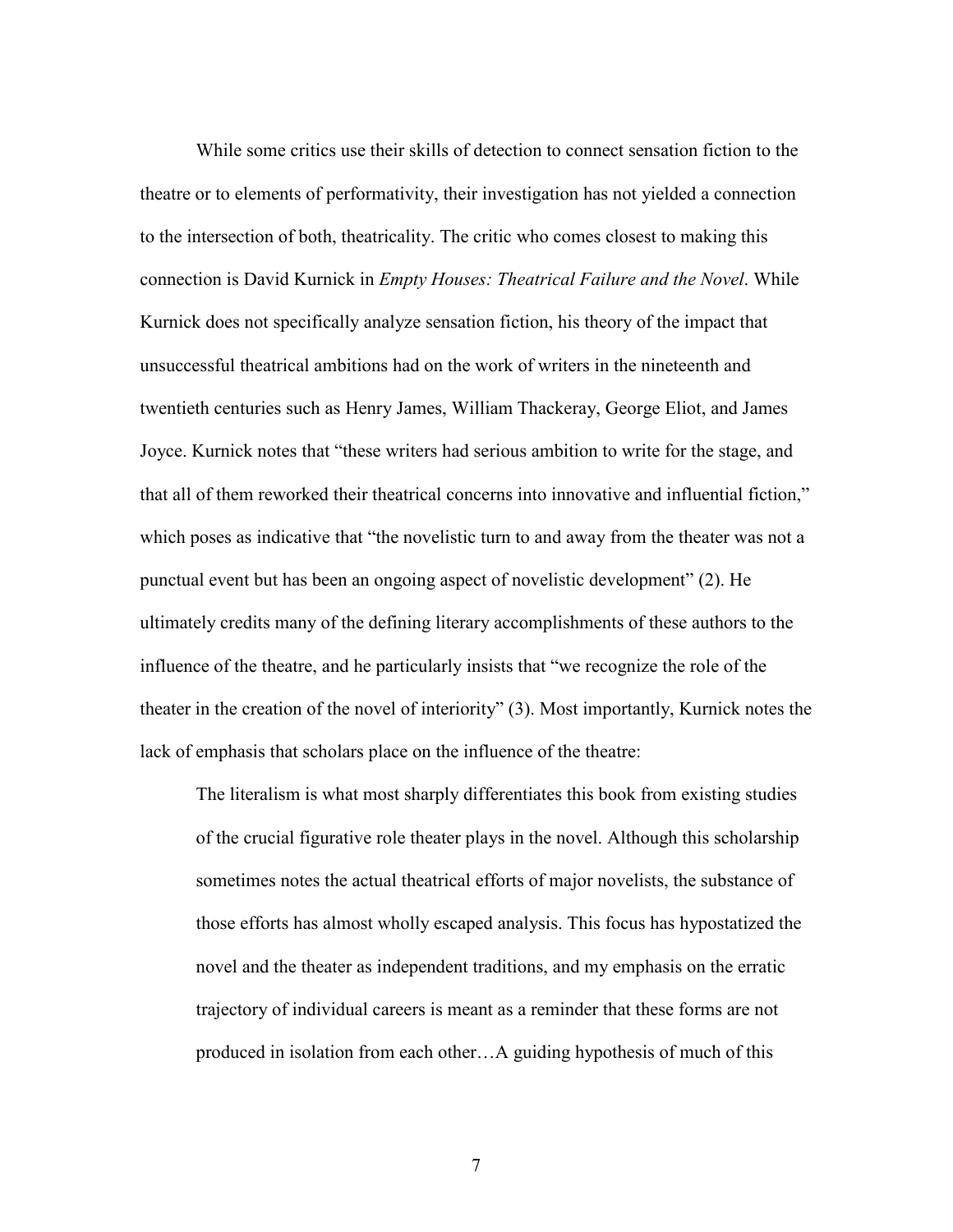While some critics use their skills of detection to connect sensation fiction to the theatre or to elements of performativity, their investigation has not yielded a connection to the intersection of both, theatricality. The critic who comes closest to making this connection is David Kurnick in *Empty Houses: Theatrical Failure and the Novel*. While Kurnick does not specifically analyze sensation fiction, his theory of the impact that unsuccessful theatrical ambitions had on the work of writers in the nineteenth and twentieth centuries such as Henry James, William Thackeray, George Eliot, and James Joyce. Kurnick notes that "these writers had serious ambition to write for the stage, and that all of them reworked their theatrical concerns into innovative and influential fiction," which poses as indicative that "the novelistic turn to and away from the theater was not a punctual event but has been an ongoing aspect of novelistic development" (2). He ultimately credits many of the defining literary accomplishments of these authors to the influence of the theatre, and he particularly insists that "we recognize the role of the theater in the creation of the novel of interiority" (3). Most importantly, Kurnick notes the lack of emphasis that scholars place on the influence of the theatre:

> The literalism is what most sharply differentiates this book from existing studies of the crucial figurative role theater plays in the novel. Although this scholarship sometimes notes the actual theatrical efforts of major novelists, the substance of those efforts has almost wholly escaped analysis. This focus has hypostatized the novel and the theater as independent traditions, and my emphasis on the erratic trajectory of individual careers is meant as a reminder that these forms are not produced in isolation from each other…A guiding hypothesis of much of this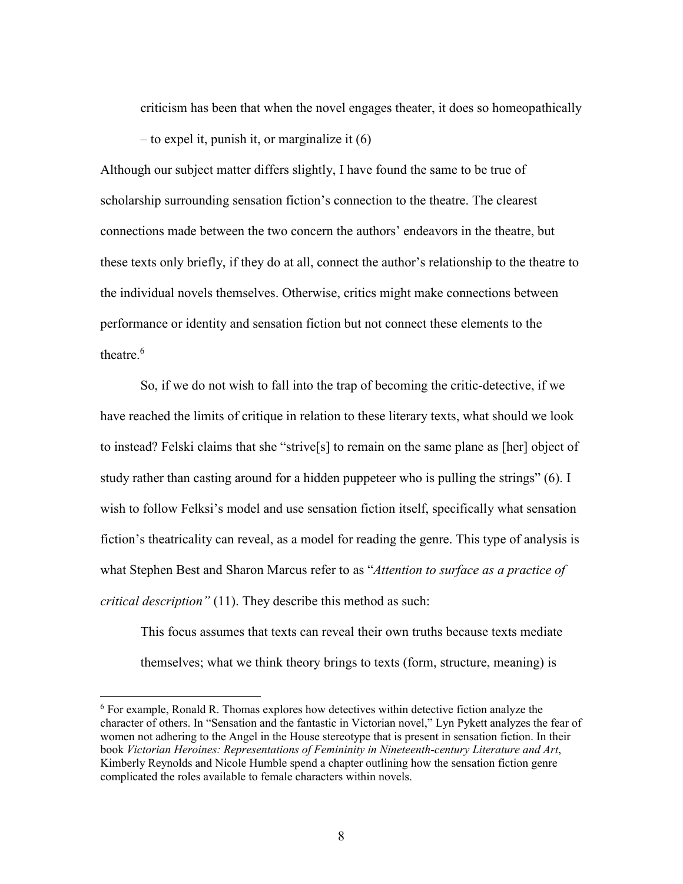> criticism has been that when the novel engages theater, it does so homeopathically – to expel it, punish it, or marginalize it (6)

Although our subject matter differs slightly, I have found the same to be true of scholarship surrounding sensation fiction's connection to the theatre. The clearest connections made between the two concern the authors' endeavors in the theatre, but these texts only briefly, if they do at all, connect the author's relationship to the theatre to the individual novels themselves. Otherwise, critics might make connections between performance or identity and sensation fiction but not connect these elements to the theatre.[6]

So, if we do not wish to fall into the trap of becoming the critic-detective, if we have reached the limits of critique in relation to these literary texts, what should we look to instead? Felski claims that she "strive[s] to remain on the same plane as [her] object of study rather than casting around for a hidden puppeteer who is pulling the strings" (6). I wish to follow Felksi's model and use sensation fiction itself, specifically what sensation fiction's theatricality can reveal, as a model for reading the genre. This type of analysis is what Stephen Best and Sharon Marcus refer to as "*Attention to surface as a practice of critical description"* (11). They describe this method as such:

> This focus assumes that texts can reveal their own truths because texts mediate themselves; what we think theory brings to texts (form, structure, meaning) is

---

[6] For example, Ronald R. Thomas explores how detectives within detective fiction analyze the character of others. In "Sensation and the fantastic in Victorian novel," Lyn Pykett analyzes the fear of women not adhering to the Angel in the House stereotype that is present in sensation fiction. In their book *Victorian Heroines: Representations of Femininity in Nineteenth-century Literature and Art*, Kimberly Reynolds and Nicole Humble spend a chapter outlining how the sensation fiction genre complicated the roles available to female characters within novels.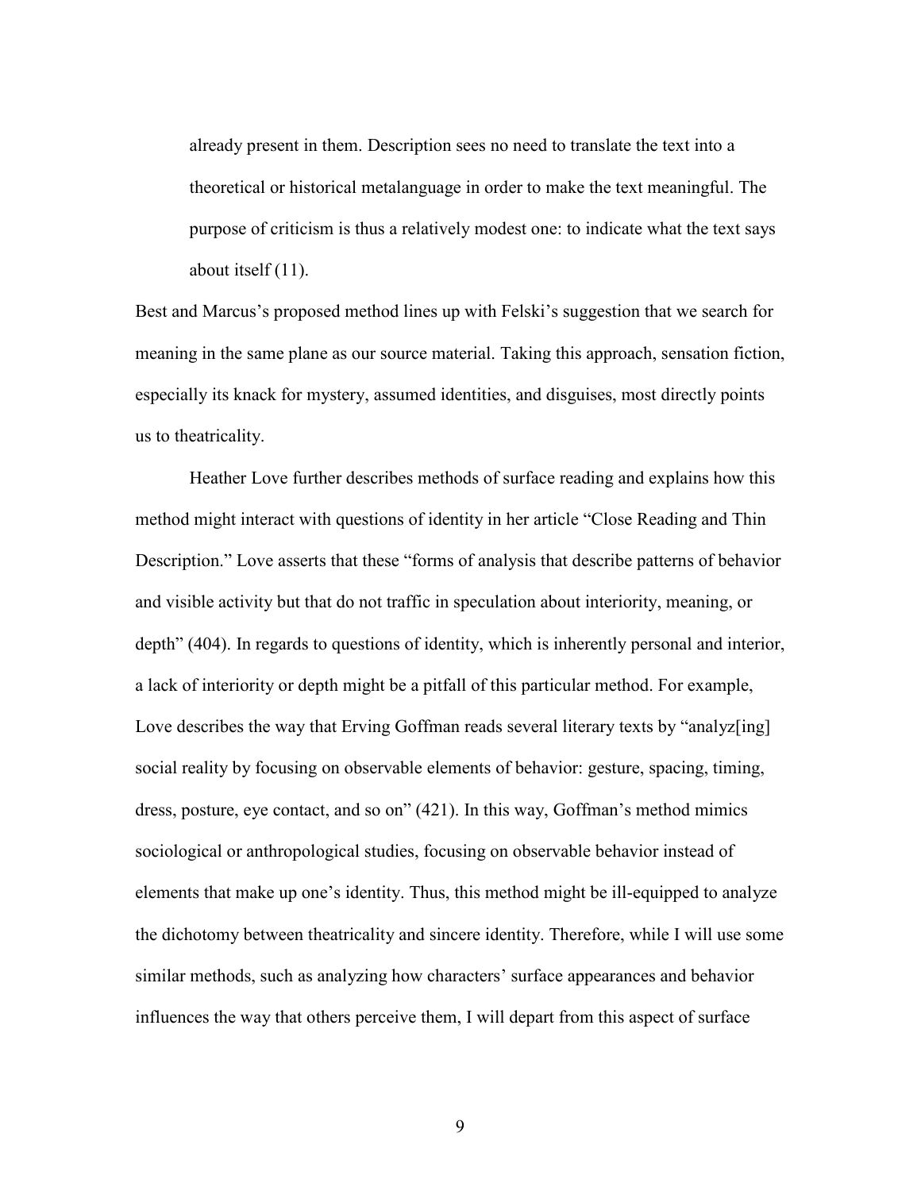> already present in them. Description sees no need to translate the text into a theoretical or historical metalanguage in order to make the text meaningful. The purpose of criticism is thus a relatively modest one: to indicate what the text says about itself (11).

Best and Marcus's proposed method lines up with Felski's suggestion that we search for meaning in the same plane as our source material. Taking this approach, sensation fiction, especially its knack for mystery, assumed identities, and disguises, most directly points us to theatricality.

Heather Love further describes methods of surface reading and explains how this method might interact with questions of identity in her article "Close Reading and Thin Description." Love asserts that these "forms of analysis that describe patterns of behavior and visible activity but that do not traffic in speculation about interiority, meaning, or depth" (404). In regards to questions of identity, which is inherently personal and interior, a lack of interiority or depth might be a pitfall of this particular method. For example, Love describes the way that Erving Goffman reads several literary texts by "analyz[ing] social reality by focusing on observable elements of behavior: gesture, spacing, timing, dress, posture, eye contact, and so on" (421). In this way, Goffman's method mimics sociological or anthropological studies, focusing on observable behavior instead of elements that make up one's identity. Thus, this method might be ill-equipped to analyze the dichotomy between theatricality and sincere identity. Therefore, while I will use some similar methods, such as analyzing how characters' surface appearances and behavior influences the way that others perceive them, I will depart from this aspect of surface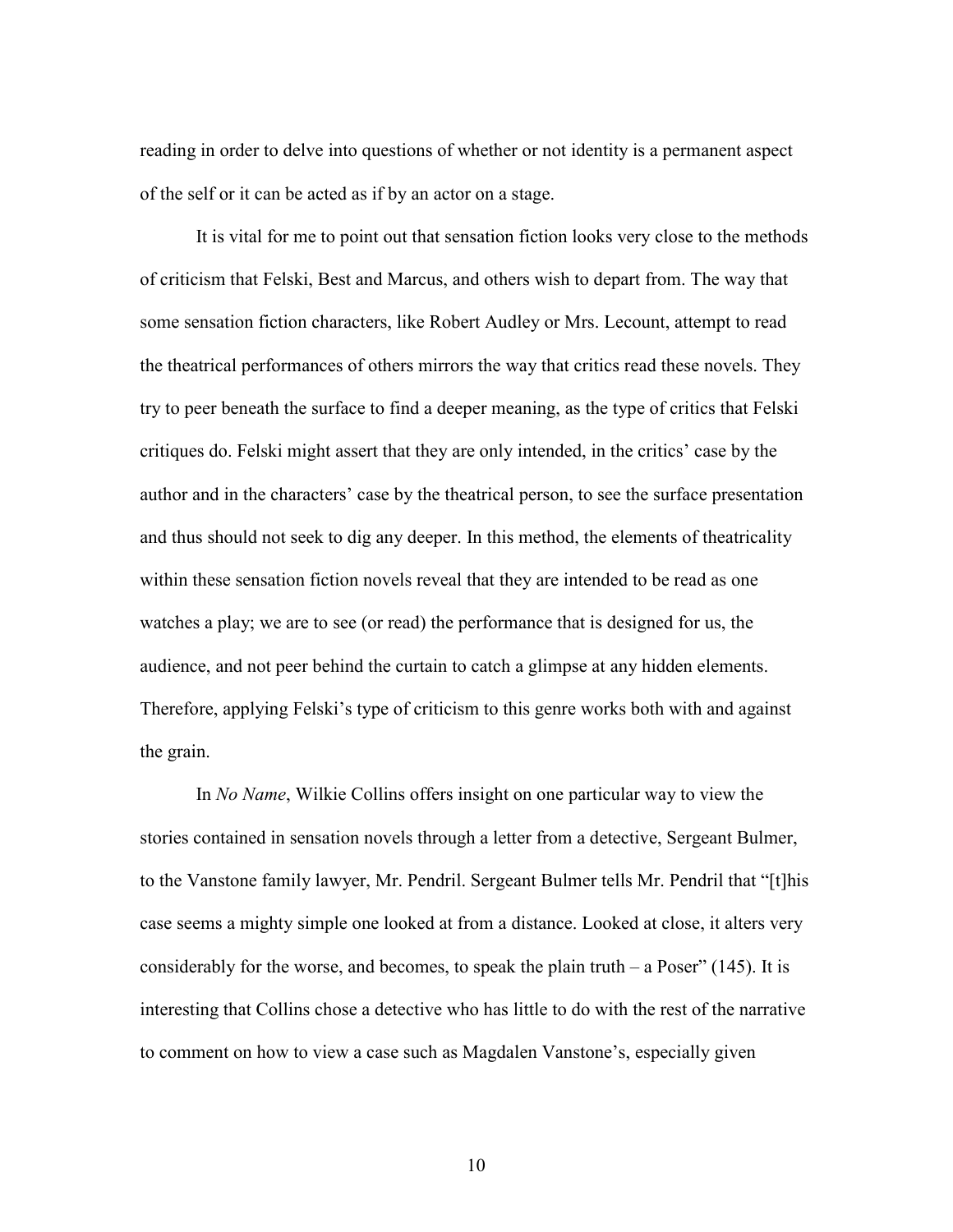reading in order to delve into questions of whether or not identity is a permanent aspect of the self or it can be acted as if by an actor on a stage.

It is vital for me to point out that sensation fiction looks very close to the methods of criticism that Felski, Best and Marcus, and others wish to depart from. The way that some sensation fiction characters, like Robert Audley or Mrs. Lecount, attempt to read the theatrical performances of others mirrors the way that critics read these novels. They try to peer beneath the surface to find a deeper meaning, as the type of critics that Felski critiques do. Felski might assert that they are only intended, in the critics' case by the author and in the characters' case by the theatrical person, to see the surface presentation and thus should not seek to dig any deeper. In this method, the elements of theatricality within these sensation fiction novels reveal that they are intended to be read as one watches a play; we are to see (or read) the performance that is designed for us, the audience, and not peer behind the curtain to catch a glimpse at any hidden elements. Therefore, applying Felski's type of criticism to this genre works both with and against the grain.

In *No Name*, Wilkie Collins offers insight on one particular way to view the stories contained in sensation novels through a letter from a detective, Sergeant Bulmer, to the Vanstone family lawyer, Mr. Pendril. Sergeant Bulmer tells Mr. Pendril that "[t]his case seems a mighty simple one looked at from a distance. Looked at close, it alters very considerably for the worse, and becomes, to speak the plain truth – a Poser" (145). It is interesting that Collins chose a detective who has little to do with the rest of the narrative to comment on how to view a case such as Magdalen Vanstone's, especially given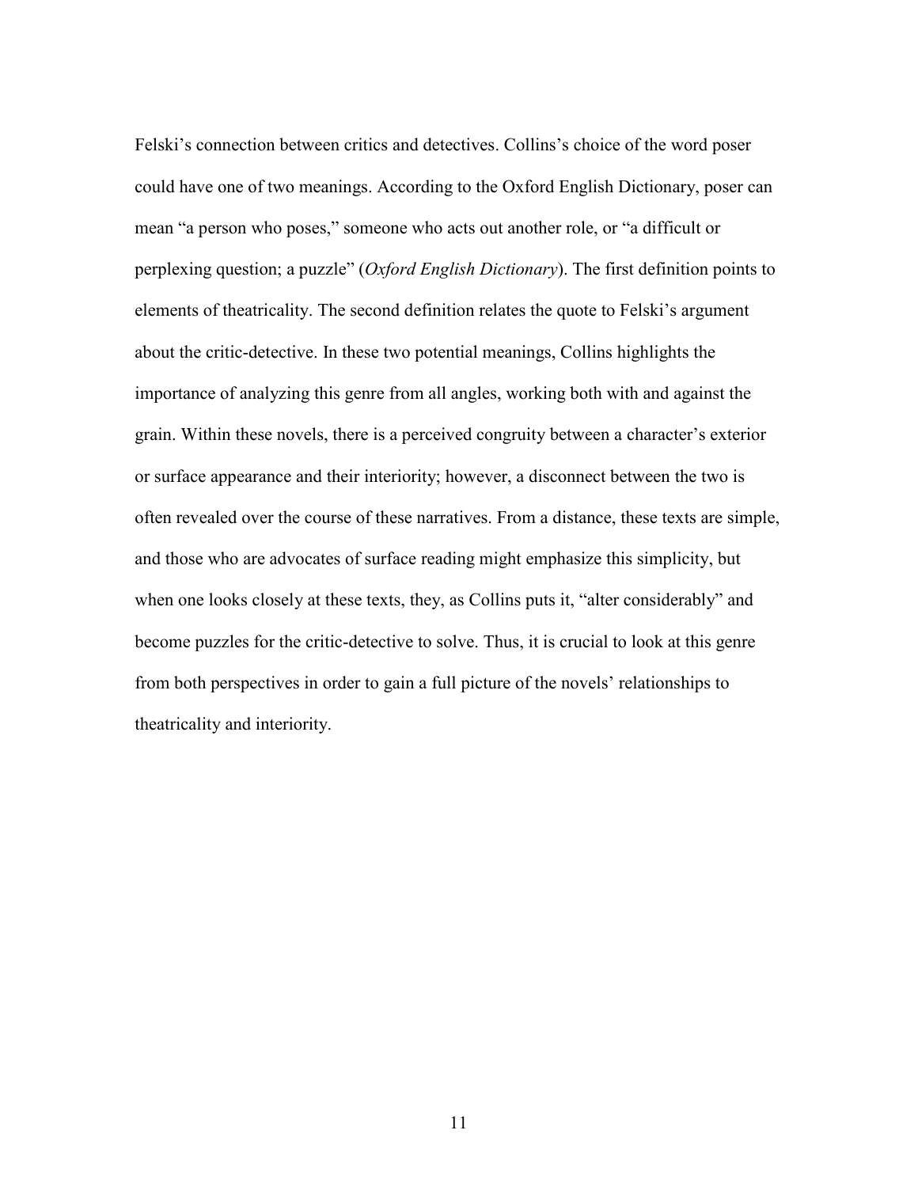Felski's connection between critics and detectives. Collins's choice of the word poser could have one of two meanings. According to the Oxford English Dictionary, poser can mean "a person who poses," someone who acts out another role, or "a difficult or perplexing question; a puzzle" (*Oxford English Dictionary*). The first definition points to elements of theatricality. The second definition relates the quote to Felski's argument about the critic-detective. In these two potential meanings, Collins highlights the importance of analyzing this genre from all angles, working both with and against the grain. Within these novels, there is a perceived congruity between a character's exterior or surface appearance and their interiority; however, a disconnect between the two is often revealed over the course of these narratives. From a distance, these texts are simple, and those who are advocates of surface reading might emphasize this simplicity, but when one looks closely at these texts, they, as Collins puts it, "alter considerably" and become puzzles for the critic-detective to solve. Thus, it is crucial to look at this genre from both perspectives in order to gain a full picture of the novels' relationships to theatricality and interiority.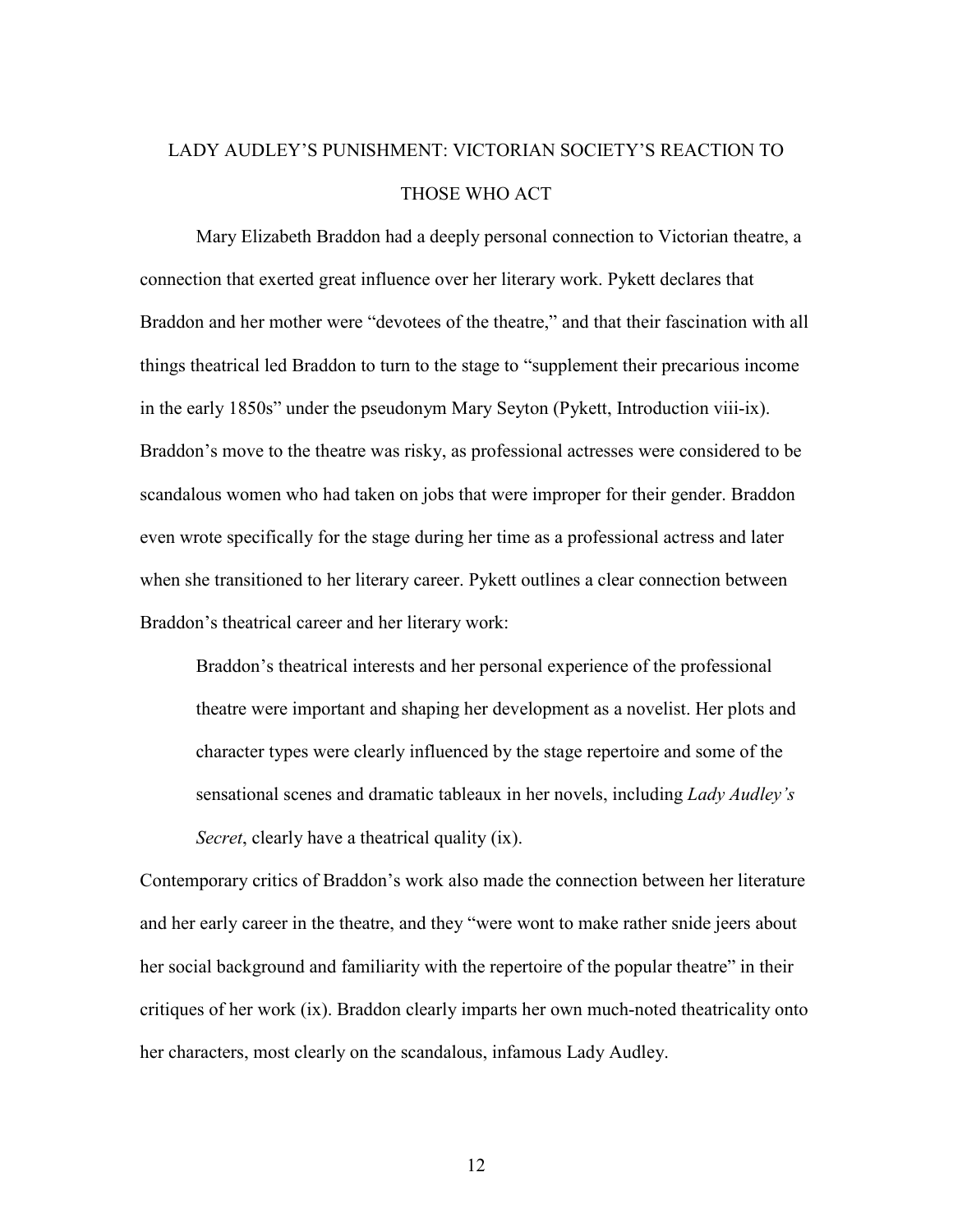## LADY AUDLEY'S PUNISHMENT: VICTORIAN SOCIETY'S REACTION TO THOSE WHO ACT

Mary Elizabeth Braddon had a deeply personal connection to Victorian theatre, a connection that exerted great influence over her literary work. Pykett declares that Braddon and her mother were "devotees of the theatre," and that their fascination with all things theatrical led Braddon to turn to the stage to "supplement their precarious income in the early 1850s" under the pseudonym Mary Seyton (Pykett, Introduction viii-ix). Braddon's move to the theatre was risky, as professional actresses were considered to be scandalous women who had taken on jobs that were improper for their gender. Braddon even wrote specifically for the stage during her time as a professional actress and later when she transitioned to her literary career. Pykett outlines a clear connection between Braddon's theatrical career and her literary work:

> Braddon's theatrical interests and her personal experience of the professional theatre were important and shaping her development as a novelist. Her plots and character types were clearly influenced by the stage repertoire and some of the sensational scenes and dramatic tableaux in her novels, including *Lady Audley's Secret*, clearly have a theatrical quality (ix).

Contemporary critics of Braddon's work also made the connection between her literature and her early career in the theatre, and they "were wont to make rather snide jeers about her social background and familiarity with the repertoire of the popular theatre" in their critiques of her work (ix). Braddon clearly imparts her own much-noted theatricality onto her characters, most clearly on the scandalous, infamous Lady Audley.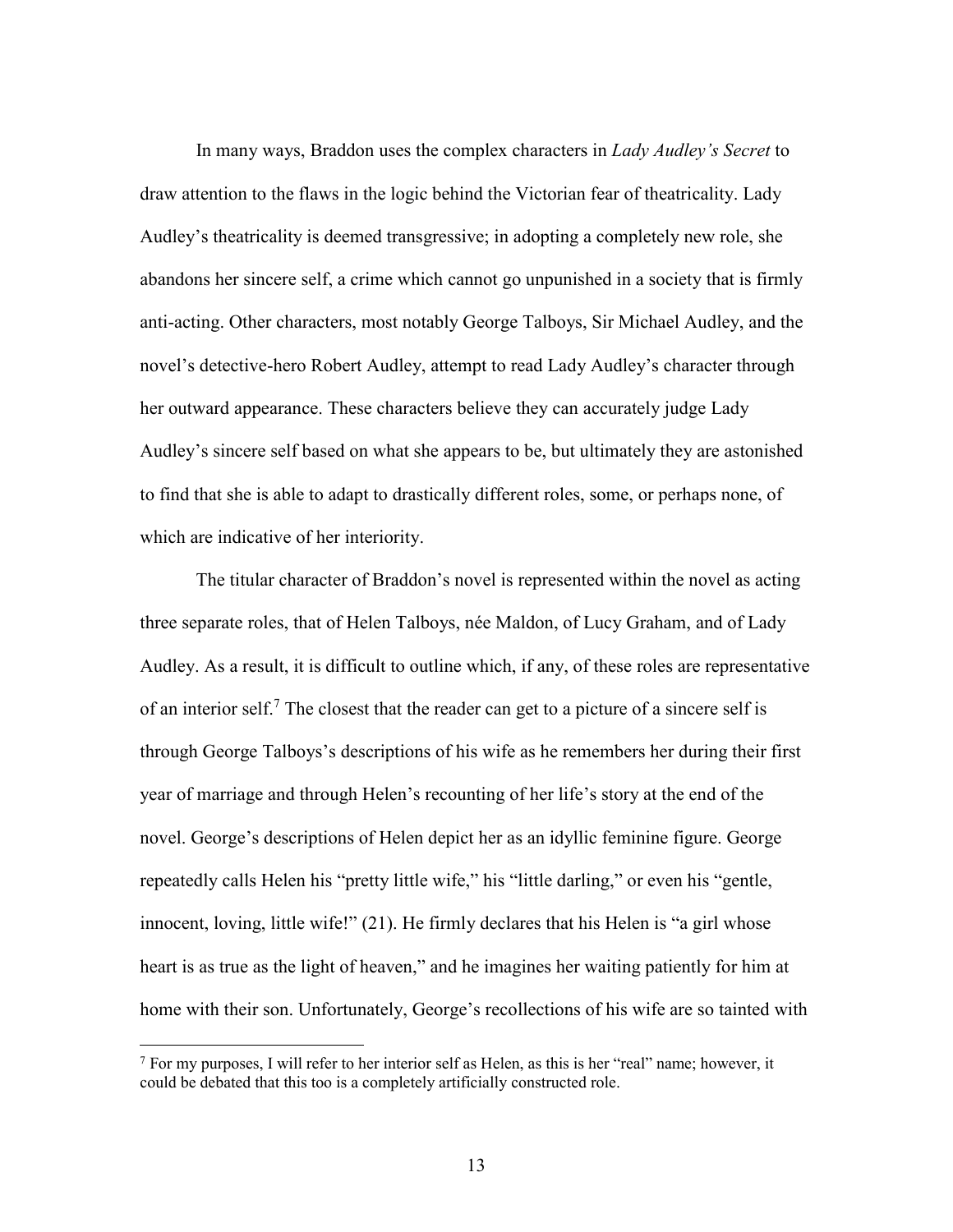In many ways, Braddon uses the complex characters in *Lady Audley's Secret* to draw attention to the flaws in the logic behind the Victorian fear of theatricality. Lady Audley's theatricality is deemed transgressive; in adopting a completely new role, she abandons her sincere self, a crime which cannot go unpunished in a society that is firmly anti-acting. Other characters, most notably George Talboys, Sir Michael Audley, and the novel's detective-hero Robert Audley, attempt to read Lady Audley's character through her outward appearance. These characters believe they can accurately judge Lady Audley's sincere self based on what she appears to be, but ultimately they are astonished to find that she is able to adapt to drastically different roles, some, or perhaps none, of which are indicative of her interiority.

The titular character of Braddon's novel is represented within the novel as acting three separate roles, that of Helen Talboys, née Maldon, of Lucy Graham, and of Lady Audley. As a result, it is difficult to outline which, if any, of these roles are representative of an interior self.[7] The closest that the reader can get to a picture of a sincere self is through George Talboys's descriptions of his wife as he remembers her during their first year of marriage and through Helen's recounting of her life's story at the end of the novel. George's descriptions of Helen depict her as an idyllic feminine figure. George repeatedly calls Helen his "pretty little wife," his "little darling," or even his "gentle, innocent, loving, little wife!" (21). He firmly declares that his Helen is "a girl whose heart is as true as the light of heaven," and he imagines her waiting patiently for him at home with their son. Unfortunately, George's recollections of his wife are so tainted with

[7] For my purposes, I will refer to her interior self as Helen, as this is her "real" name; however, it could be debated that this too is a completely artificially constructed role.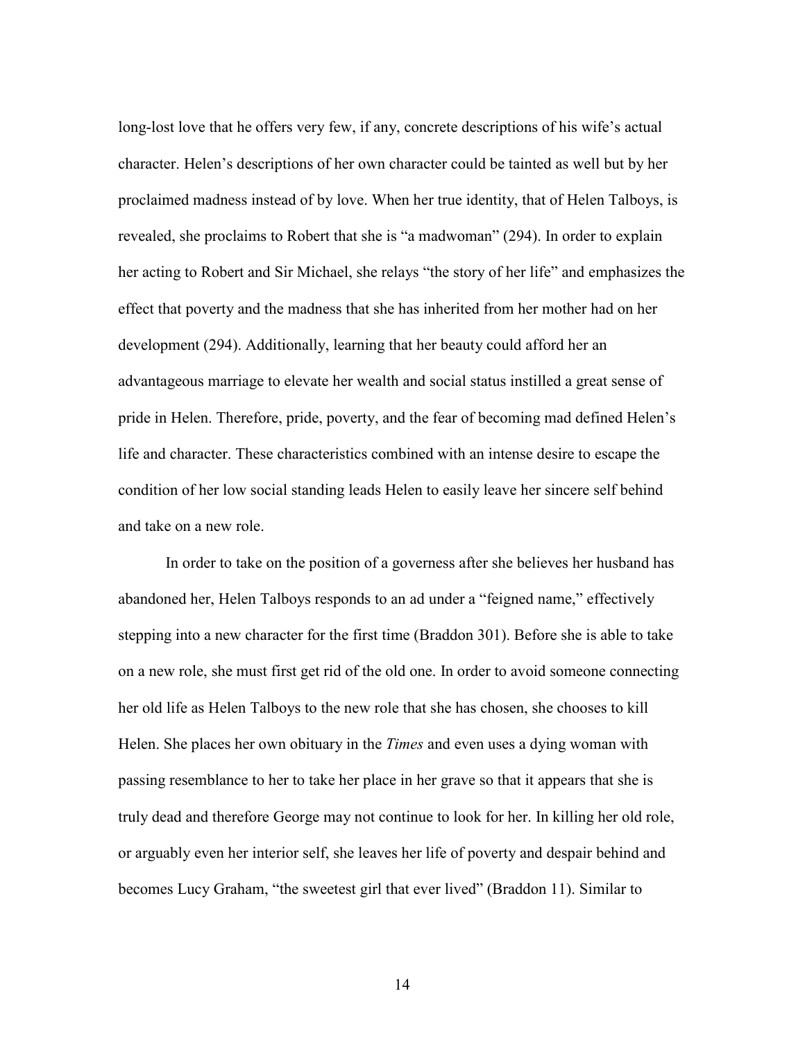long-lost love that he offers very few, if any, concrete descriptions of his wife's actual character. Helen's descriptions of her own character could be tainted as well but by her proclaimed madness instead of by love. When her true identity, that of Helen Talboys, is revealed, she proclaims to Robert that she is "a madwoman" (294). In order to explain her acting to Robert and Sir Michael, she relays "the story of her life" and emphasizes the effect that poverty and the madness that she has inherited from her mother had on her development (294). Additionally, learning that her beauty could afford her an advantageous marriage to elevate her wealth and social status instilled a great sense of pride in Helen. Therefore, pride, poverty, and the fear of becoming mad defined Helen's life and character. These characteristics combined with an intense desire to escape the condition of her low social standing leads Helen to easily leave her sincere self behind and take on a new role.

In order to take on the position of a governess after she believes her husband has abandoned her, Helen Talboys responds to an ad under a "feigned name," effectively stepping into a new character for the first time (Braddon 301). Before she is able to take on a new role, she must first get rid of the old one. In order to avoid someone connecting her old life as Helen Talboys to the new role that she has chosen, she chooses to kill Helen. She places her own obituary in the *Times* and even uses a dying woman with passing resemblance to her to take her place in her grave so that it appears that she is truly dead and therefore George may not continue to look for her. In killing her old role, or arguably even her interior self, she leaves her life of poverty and despair behind and becomes Lucy Graham, "the sweetest girl that ever lived" (Braddon 11). Similar to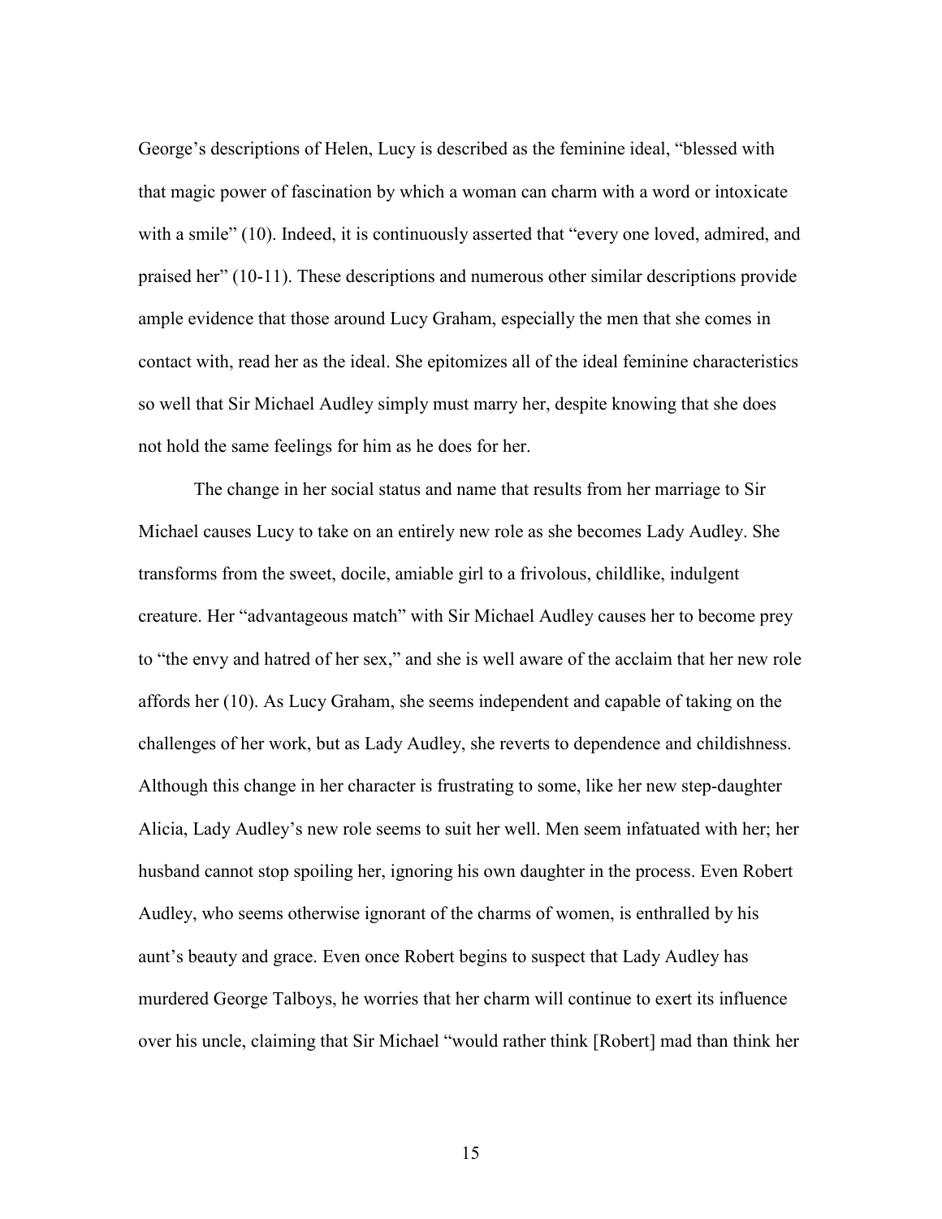George's descriptions of Helen, Lucy is described as the feminine ideal, "blessed with that magic power of fascination by which a woman can charm with a word or intoxicate with a smile" (10). Indeed, it is continuously asserted that "every one loved, admired, and praised her" (10-11). These descriptions and numerous other similar descriptions provide ample evidence that those around Lucy Graham, especially the men that she comes in contact with, read her as the ideal. She epitomizes all of the ideal feminine characteristics so well that Sir Michael Audley simply must marry her, despite knowing that she does not hold the same feelings for him as he does for her.

The change in her social status and name that results from her marriage to Sir Michael causes Lucy to take on an entirely new role as she becomes Lady Audley. She transforms from the sweet, docile, amiable girl to a frivolous, childlike, indulgent creature. Her "advantageous match" with Sir Michael Audley causes her to become prey to "the envy and hatred of her sex," and she is well aware of the acclaim that her new role affords her (10). As Lucy Graham, she seems independent and capable of taking on the challenges of her work, but as Lady Audley, she reverts to dependence and childishness. Although this change in her character is frustrating to some, like her new step-daughter Alicia, Lady Audley's new role seems to suit her well. Men seem infatuated with her; her husband cannot stop spoiling her, ignoring his own daughter in the process. Even Robert Audley, who seems otherwise ignorant of the charms of women, is enthralled by his aunt's beauty and grace. Even once Robert begins to suspect that Lady Audley has murdered George Talboys, he worries that her charm will continue to exert its influence over his uncle, claiming that Sir Michael "would rather think [Robert] mad than think her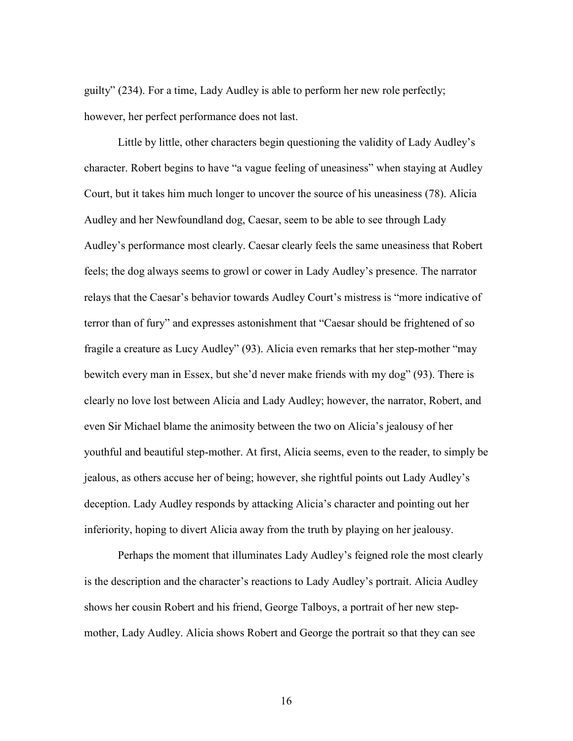guilty" (234). For a time, Lady Audley is able to perform her new role perfectly; however, her perfect performance does not last.

Little by little, other characters begin questioning the validity of Lady Audley's character. Robert begins to have "a vague feeling of uneasiness" when staying at Audley Court, but it takes him much longer to uncover the source of his uneasiness (78). Alicia Audley and her Newfoundland dog, Caesar, seem to be able to see through Lady Audley's performance most clearly. Caesar clearly feels the same uneasiness that Robert feels; the dog always seems to growl or cower in Lady Audley's presence. The narrator relays that the Caesar's behavior towards Audley Court's mistress is "more indicative of terror than of fury" and expresses astonishment that "Caesar should be frightened of so fragile a creature as Lucy Audley" (93). Alicia even remarks that her step-mother "may bewitch every man in Essex, but she'd never make friends with my dog" (93). There is clearly no love lost between Alicia and Lady Audley; however, the narrator, Robert, and even Sir Michael blame the animosity between the two on Alicia's jealousy of her youthful and beautiful step-mother. At first, Alicia seems, even to the reader, to simply be jealous, as others accuse her of being; however, she rightful points out Lady Audley's deception. Lady Audley responds by attacking Alicia's character and pointing out her inferiority, hoping to divert Alicia away from the truth by playing on her jealousy.

Perhaps the moment that illuminates Lady Audley's feigned role the most clearly is the description and the character's reactions to Lady Audley's portrait. Alicia Audley shows her cousin Robert and his friend, George Talboys, a portrait of her new step-mother, Lady Audley. Alicia shows Robert and George the portrait so that they can see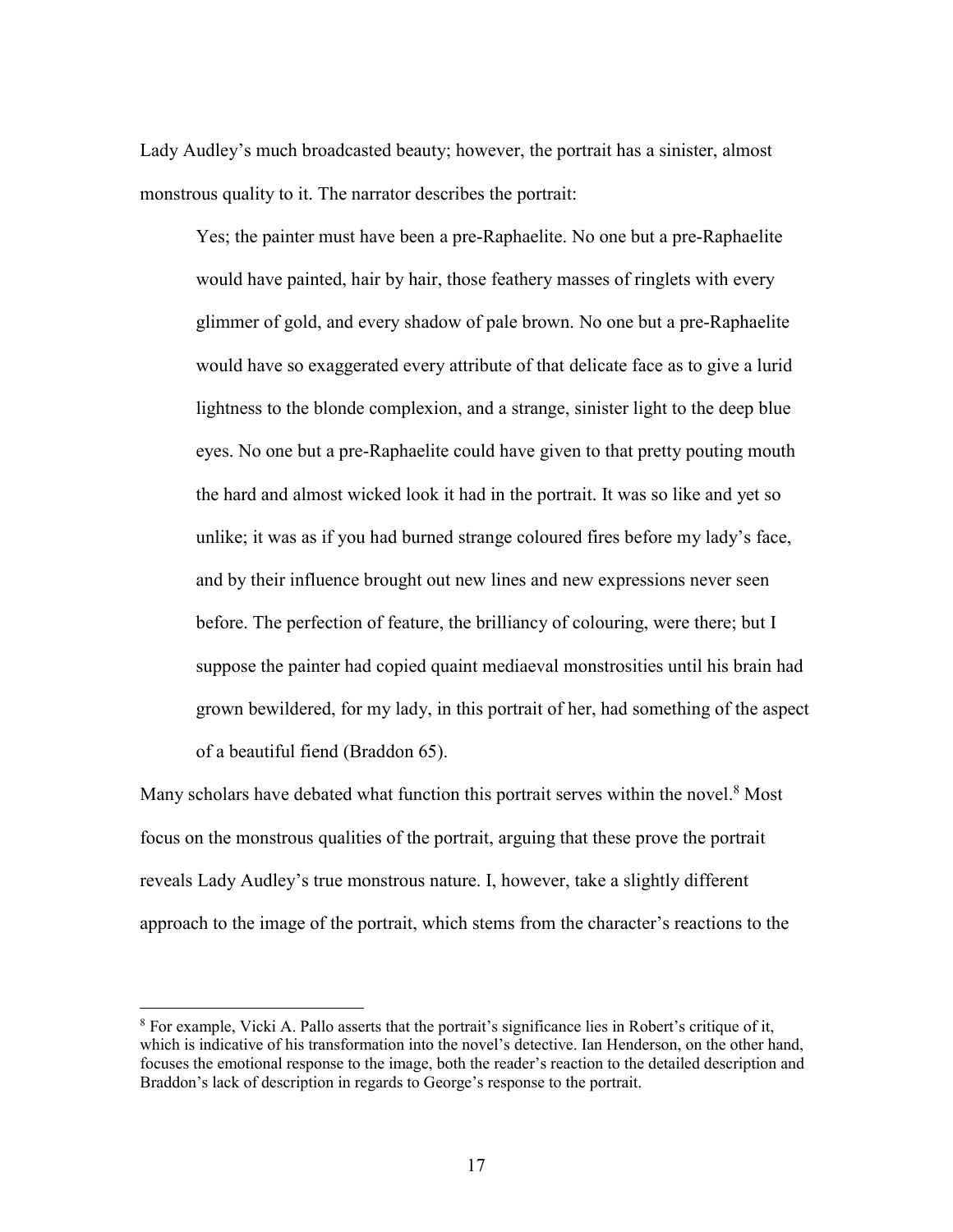Lady Audley's much broadcasted beauty; however, the portrait has a sinister, almost monstrous quality to it. The narrator describes the portrait:

> Yes; the painter must have been a pre-Raphaelite. No one but a pre-Raphaelite would have painted, hair by hair, those feathery masses of ringlets with every glimmer of gold, and every shadow of pale brown. No one but a pre-Raphaelite would have so exaggerated every attribute of that delicate face as to give a lurid lightness to the blonde complexion, and a strange, sinister light to the deep blue eyes. No one but a pre-Raphaelite could have given to that pretty pouting mouth the hard and almost wicked look it had in the portrait. It was so like and yet so unlike; it was as if you had burned strange coloured fires before my lady's face, and by their influence brought out new lines and new expressions never seen before. The perfection of feature, the brilliancy of colouring, were there; but I suppose the painter had copied quaint mediaeval monstrosities until his brain had grown bewildered, for my lady, in this portrait of her, had something of the aspect of a beautiful fiend (Braddon 65).

Many scholars have debated what function this portrait serves within the novel.[8] Most focus on the monstrous qualities of the portrait, arguing that these prove the portrait reveals Lady Audley's true monstrous nature. I, however, take a slightly different approach to the image of the portrait, which stems from the character's reactions to the

[8] For example, Vicki A. Pallo asserts that the portrait's significance lies in Robert's critique of it, which is indicative of his transformation into the novel's detective. Ian Henderson, on the other hand, focuses the emotional response to the image, both the reader's reaction to the detailed description and Braddon's lack of description in regards to George's response to the portrait.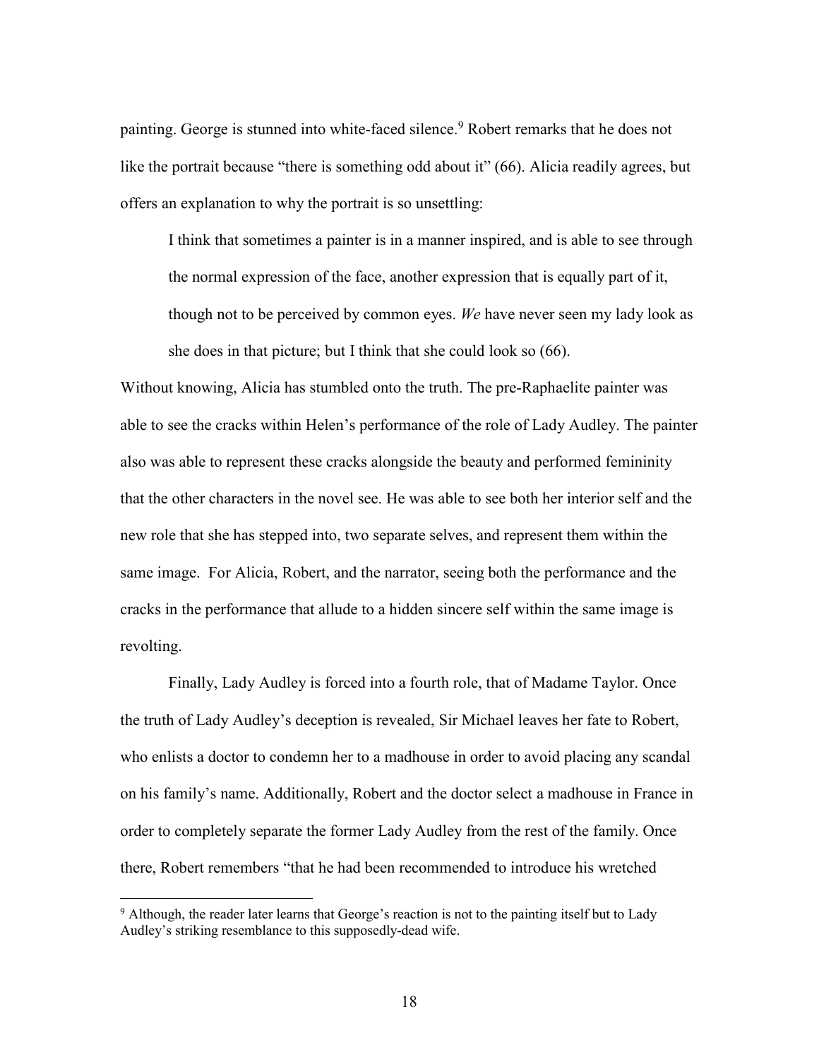painting. George is stunned into white-faced silence.[9] Robert remarks that he does not like the portrait because "there is something odd about it" (66). Alicia readily agrees, but offers an explanation to why the portrait is so unsettling:

> I think that sometimes a painter is in a manner inspired, and is able to see through the normal expression of the face, another expression that is equally part of it, though not to be perceived by common eyes. *We* have never seen my lady look as she does in that picture; but I think that she could look so (66).

Without knowing, Alicia has stumbled onto the truth. The pre-Raphaelite painter was able to see the cracks within Helen's performance of the role of Lady Audley. The painter also was able to represent these cracks alongside the beauty and performed femininity that the other characters in the novel see. He was able to see both her interior self and the new role that she has stepped into, two separate selves, and represent them within the same image. For Alicia, Robert, and the narrator, seeing both the performance and the cracks in the performance that allude to a hidden sincere self within the same image is revolting.

Finally, Lady Audley is forced into a fourth role, that of Madame Taylor. Once the truth of Lady Audley's deception is revealed, Sir Michael leaves her fate to Robert, who enlists a doctor to condemn her to a madhouse in order to avoid placing any scandal on his family's name. Additionally, Robert and the doctor select a madhouse in France in order to completely separate the former Lady Audley from the rest of the family. Once there, Robert remembers "that he had been recommended to introduce his wretched

---

[9] Although, the reader later learns that George's reaction is not to the painting itself but to Lady Audley's striking resemblance to this supposedly-dead wife.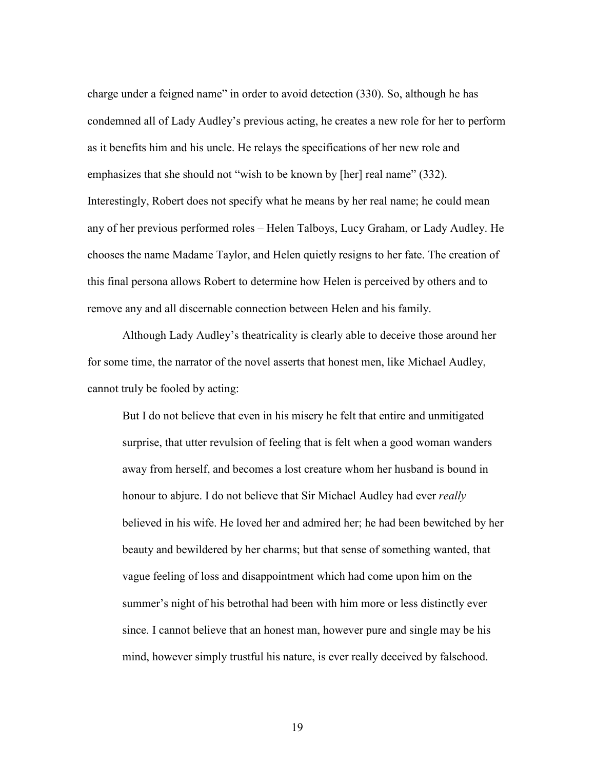charge under a feigned name" in order to avoid detection (330). So, although he has condemned all of Lady Audley's previous acting, he creates a new role for her to perform as it benefits him and his uncle. He relays the specifications of her new role and emphasizes that she should not "wish to be known by [her] real name" (332). Interestingly, Robert does not specify what he means by her real name; he could mean any of her previous performed roles – Helen Talboys, Lucy Graham, or Lady Audley. He chooses the name Madame Taylor, and Helen quietly resigns to her fate. The creation of this final persona allows Robert to determine how Helen is perceived by others and to remove any and all discernable connection between Helen and his family.

Although Lady Audley's theatricality is clearly able to deceive those around her for some time, the narrator of the novel asserts that honest men, like Michael Audley, cannot truly be fooled by acting:

> But I do not believe that even in his misery he felt that entire and unmitigated surprise, that utter revulsion of feeling that is felt when a good woman wanders away from herself, and becomes a lost creature whom her husband is bound in honour to abjure. I do not believe that Sir Michael Audley had ever *really* believed in his wife. He loved her and admired her; he had been bewitched by her beauty and bewildered by her charms; but that sense of something wanted, that vague feeling of loss and disappointment which had come upon him on the summer's night of his betrothal had been with him more or less distinctly ever since. I cannot believe that an honest man, however pure and single may be his mind, however simply trustful his nature, is ever really deceived by falsehood.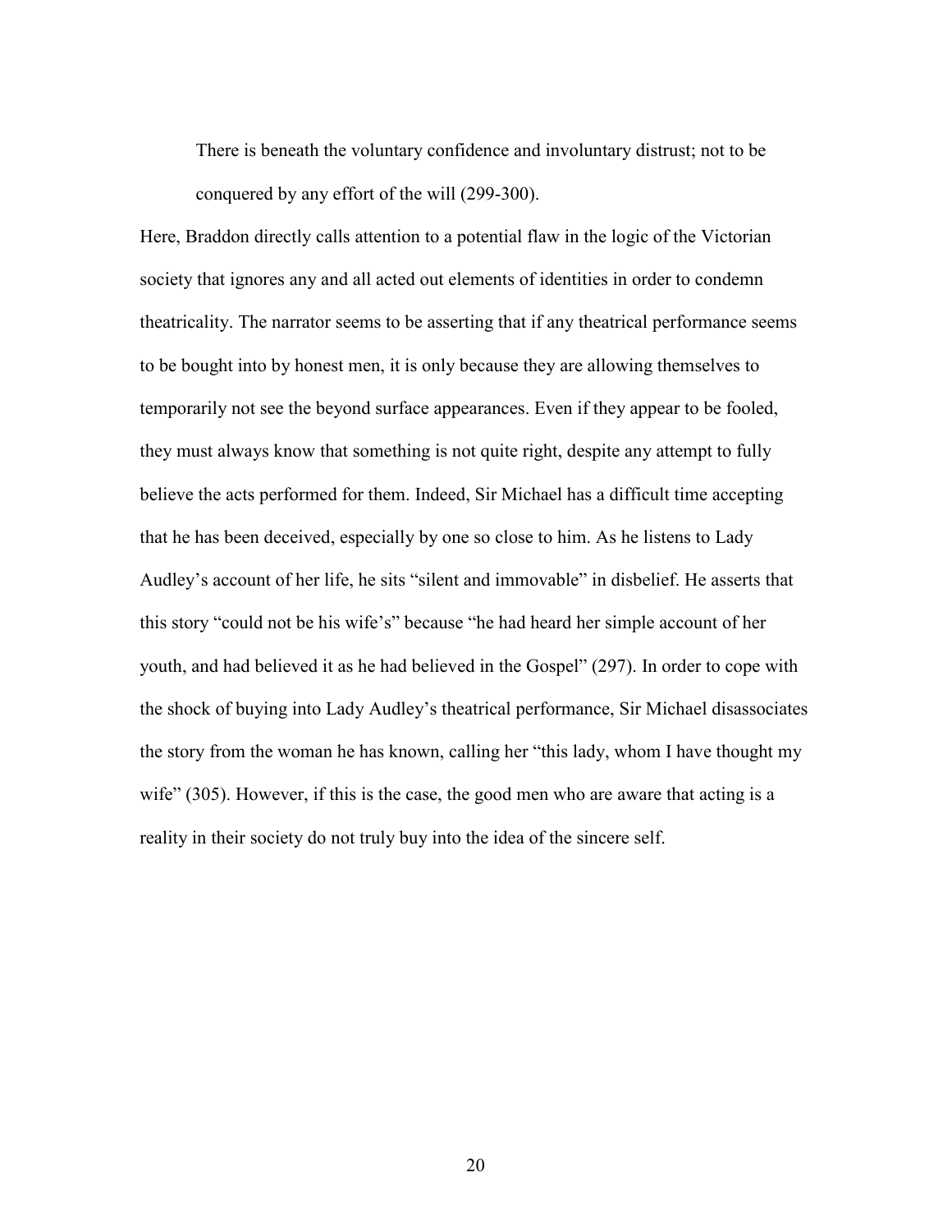> There is beneath the voluntary confidence and involuntary distrust; not to be conquered by any effort of the will (299-300).

Here, Braddon directly calls attention to a potential flaw in the logic of the Victorian society that ignores any and all acted out elements of identities in order to condemn theatricality. The narrator seems to be asserting that if any theatrical performance seems to be bought into by honest men, it is only because they are allowing themselves to temporarily not see the beyond surface appearances. Even if they appear to be fooled, they must always know that something is not quite right, despite any attempt to fully believe the acts performed for them. Indeed, Sir Michael has a difficult time accepting that he has been deceived, especially by one so close to him. As he listens to Lady Audley's account of her life, he sits "silent and immovable" in disbelief. He asserts that this story "could not be his wife's" because "he had heard her simple account of her youth, and had believed it as he had believed in the Gospel" (297). In order to cope with the shock of buying into Lady Audley's theatrical performance, Sir Michael disassociates the story from the woman he has known, calling her "this lady, whom I have thought my wife" (305). However, if this is the case, the good men who are aware that acting is a reality in their society do not truly buy into the idea of the sincere self.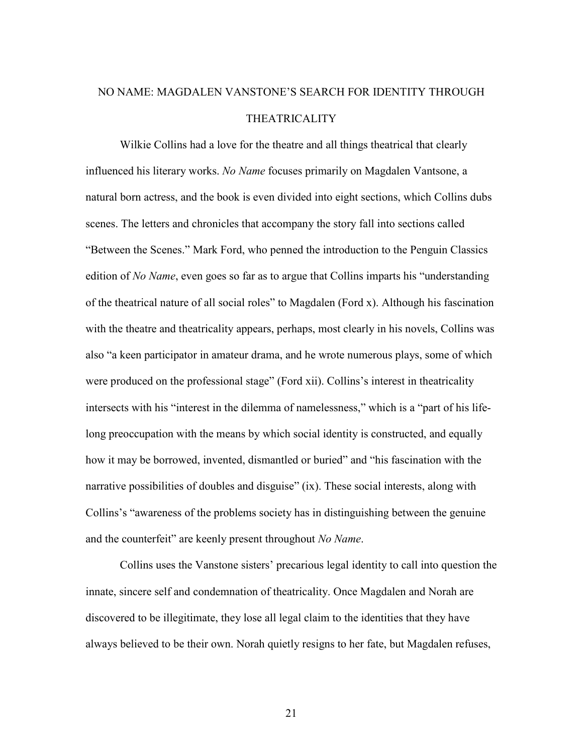# NO NAME: MAGDALEN VANSTONE'S SEARCH FOR IDENTITY THROUGH THEATRICALITY

Wilkie Collins had a love for the theatre and all things theatrical that clearly influenced his literary works. *No Name* focuses primarily on Magdalen Vantsone, a natural born actress, and the book is even divided into eight sections, which Collins dubs scenes. The letters and chronicles that accompany the story fall into sections called "Between the Scenes." Mark Ford, who penned the introduction to the Penguin Classics edition of *No Name*, even goes so far as to argue that Collins imparts his "understanding of the theatrical nature of all social roles" to Magdalen (Ford x). Although his fascination with the theatre and theatricality appears, perhaps, most clearly in his novels, Collins was also "a keen participator in amateur drama, and he wrote numerous plays, some of which were produced on the professional stage" (Ford xii). Collins's interest in theatricality intersects with his "interest in the dilemma of namelessness," which is a "part of his life-long preoccupation with the means by which social identity is constructed, and equally how it may be borrowed, invented, dismantled or buried" and "his fascination with the narrative possibilities of doubles and disguise" (ix). These social interests, along with Collins's "awareness of the problems society has in distinguishing between the genuine and the counterfeit" are keenly present throughout *No Name*.

Collins uses the Vanstone sisters' precarious legal identity to call into question the innate, sincere self and condemnation of theatricality. Once Magdalen and Norah are discovered to be illegitimate, they lose all legal claim to the identities that they have always believed to be their own. Norah quietly resigns to her fate, but Magdalen refuses,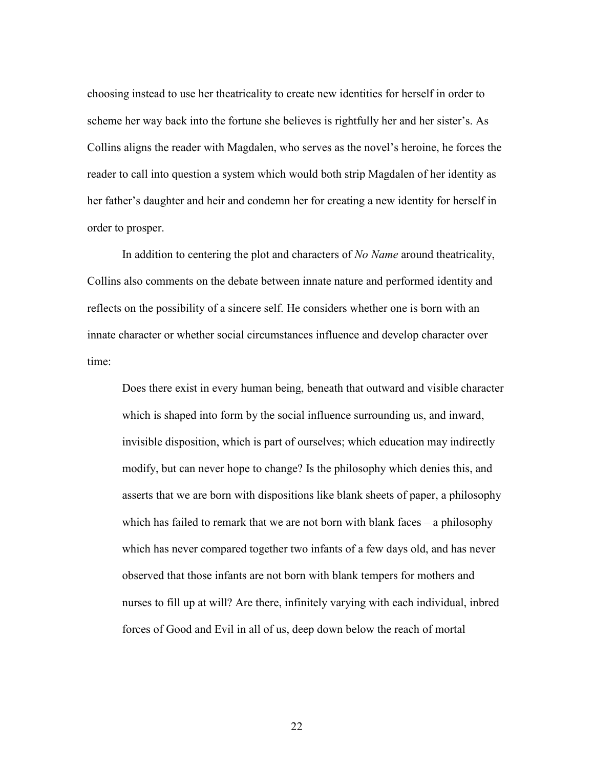choosing instead to use her theatricality to create new identities for herself in order to scheme her way back into the fortune she believes is rightfully her and her sister's. As Collins aligns the reader with Magdalen, who serves as the novel's heroine, he forces the reader to call into question a system which would both strip Magdalen of her identity as her father's daughter and heir and condemn her for creating a new identity for herself in order to prosper.

In addition to centering the plot and characters of *No Name* around theatricality, Collins also comments on the debate between innate nature and performed identity and reflects on the possibility of a sincere self. He considers whether one is born with an innate character or whether social circumstances influence and develop character over time:

> Does there exist in every human being, beneath that outward and visible character which is shaped into form by the social influence surrounding us, and inward, invisible disposition, which is part of ourselves; which education may indirectly modify, but can never hope to change? Is the philosophy which denies this, and asserts that we are born with dispositions like blank sheets of paper, a philosophy which has failed to remark that we are not born with blank faces – a philosophy which has never compared together two infants of a few days old, and has never observed that those infants are not born with blank tempers for mothers and nurses to fill up at will? Are there, infinitely varying with each individual, inbred forces of Good and Evil in all of us, deep down below the reach of mortal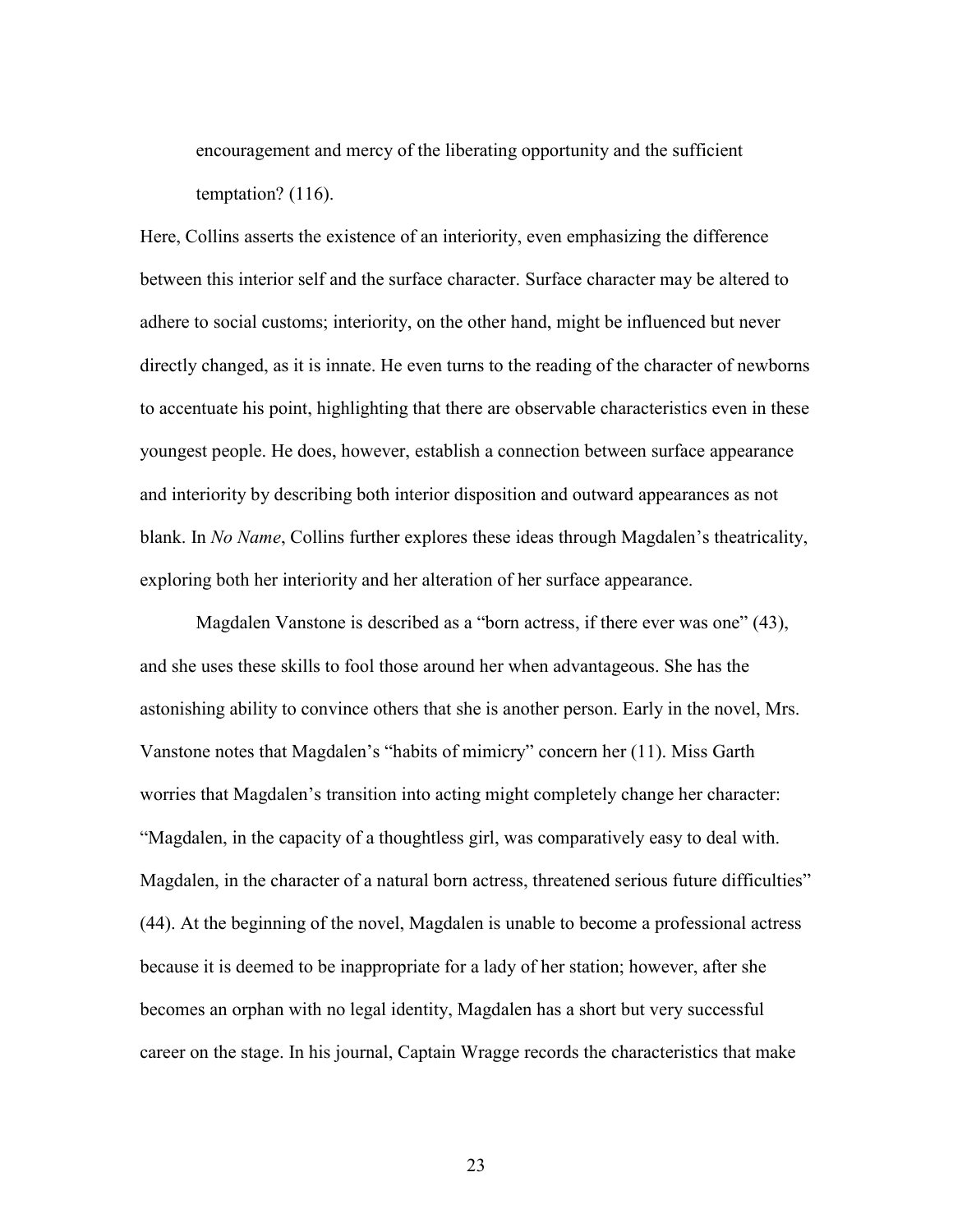encouragement and mercy of the liberating opportunity and the sufficient temptation? (116).

Here, Collins asserts the existence of an interiority, even emphasizing the difference between this interior self and the surface character. Surface character may be altered to adhere to social customs; interiority, on the other hand, might be influenced but never directly changed, as it is innate. He even turns to the reading of the character of newborns to accentuate his point, highlighting that there are observable characteristics even in these youngest people. He does, however, establish a connection between surface appearance and interiority by describing both interior disposition and outward appearances as not blank. In *No Name*, Collins further explores these ideas through Magdalen's theatricality, exploring both her interiority and her alteration of her surface appearance.

Magdalen Vanstone is described as a "born actress, if there ever was one" (43), and she uses these skills to fool those around her when advantageous. She has the astonishing ability to convince others that she is another person. Early in the novel, Mrs. Vanstone notes that Magdalen's "habits of mimicry" concern her (11). Miss Garth worries that Magdalen's transition into acting might completely change her character: "Magdalen, in the capacity of a thoughtless girl, was comparatively easy to deal with. Magdalen, in the character of a natural born actress, threatened serious future difficulties" (44). At the beginning of the novel, Magdalen is unable to become a professional actress because it is deemed to be inappropriate for a lady of her station; however, after she becomes an orphan with no legal identity, Magdalen has a short but very successful career on the stage. In his journal, Captain Wragge records the characteristics that make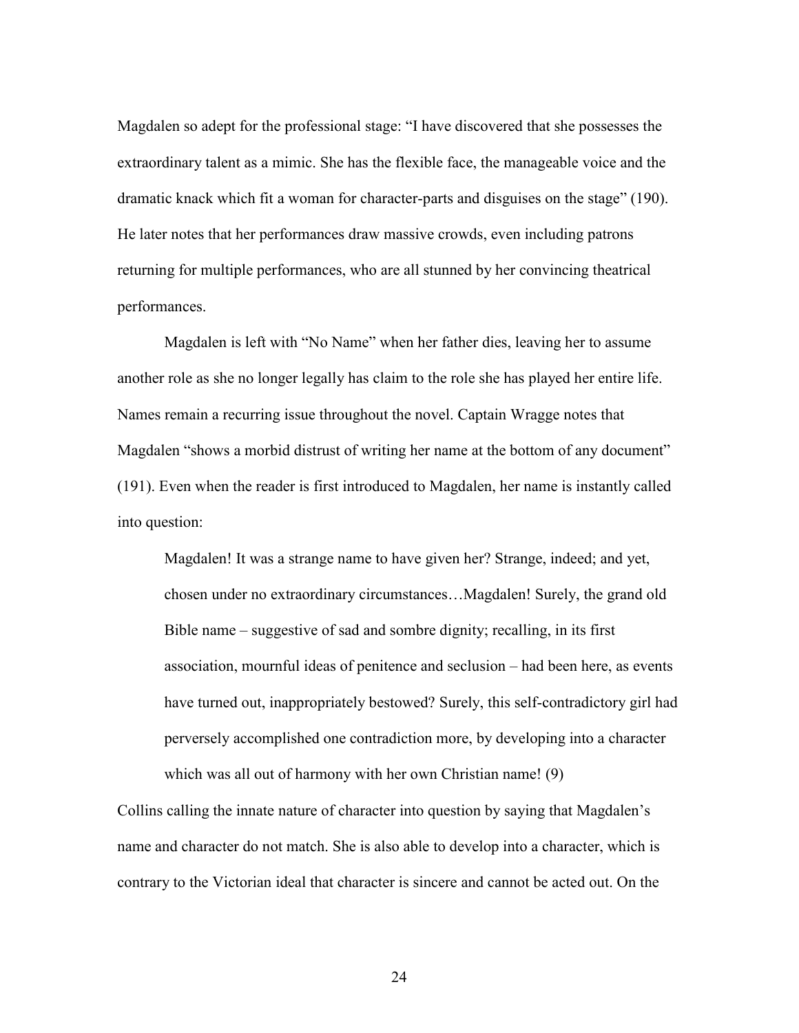Magdalen so adept for the professional stage: "I have discovered that she possesses the extraordinary talent as a mimic. She has the flexible face, the manageable voice and the dramatic knack which fit a woman for character-parts and disguises on the stage" (190). He later notes that her performances draw massive crowds, even including patrons returning for multiple performances, who are all stunned by her convincing theatrical performances.

Magdalen is left with "No Name" when her father dies, leaving her to assume another role as she no longer legally has claim to the role she has played her entire life. Names remain a recurring issue throughout the novel. Captain Wragge notes that Magdalen "shows a morbid distrust of writing her name at the bottom of any document" (191). Even when the reader is first introduced to Magdalen, her name is instantly called into question:

> Magdalen! It was a strange name to have given her? Strange, indeed; and yet, chosen under no extraordinary circumstances…Magdalen! Surely, the grand old Bible name – suggestive of sad and sombre dignity; recalling, in its first association, mournful ideas of penitence and seclusion – had been here, as events have turned out, inappropriately bestowed? Surely, this self-contradictory girl had perversely accomplished one contradiction more, by developing into a character which was all out of harmony with her own Christian name! (9)

Collins calling the innate nature of character into question by saying that Magdalen's name and character do not match. She is also able to develop into a character, which is contrary to the Victorian ideal that character is sincere and cannot be acted out. On the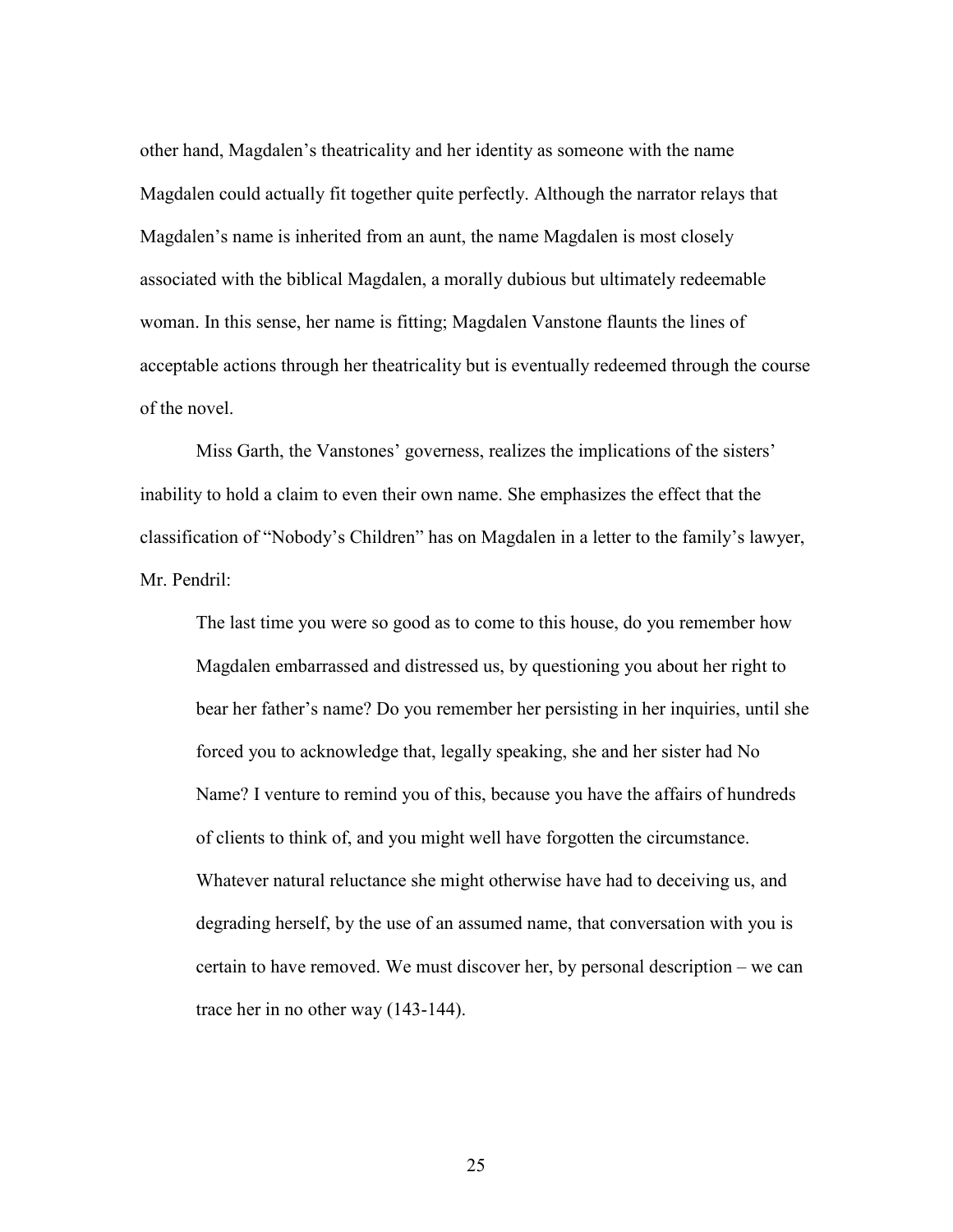other hand, Magdalen's theatricality and her identity as someone with the name Magdalen could actually fit together quite perfectly. Although the narrator relays that Magdalen's name is inherited from an aunt, the name Magdalen is most closely associated with the biblical Magdalen, a morally dubious but ultimately redeemable woman. In this sense, her name is fitting; Magdalen Vanstone flaunts the lines of acceptable actions through her theatricality but is eventually redeemed through the course of the novel.

Miss Garth, the Vanstones' governess, realizes the implications of the sisters' inability to hold a claim to even their own name. She emphasizes the effect that the classification of "Nobody's Children" has on Magdalen in a letter to the family's lawyer, Mr. Pendril:

> The last time you were so good as to come to this house, do you remember how Magdalen embarrassed and distressed us, by questioning you about her right to bear her father's name? Do you remember her persisting in her inquiries, until she forced you to acknowledge that, legally speaking, she and her sister had No Name? I venture to remind you of this, because you have the affairs of hundreds of clients to think of, and you might well have forgotten the circumstance. Whatever natural reluctance she might otherwise have had to deceiving us, and degrading herself, by the use of an assumed name, that conversation with you is certain to have removed. We must discover her, by personal description – we can trace her in no other way (143-144).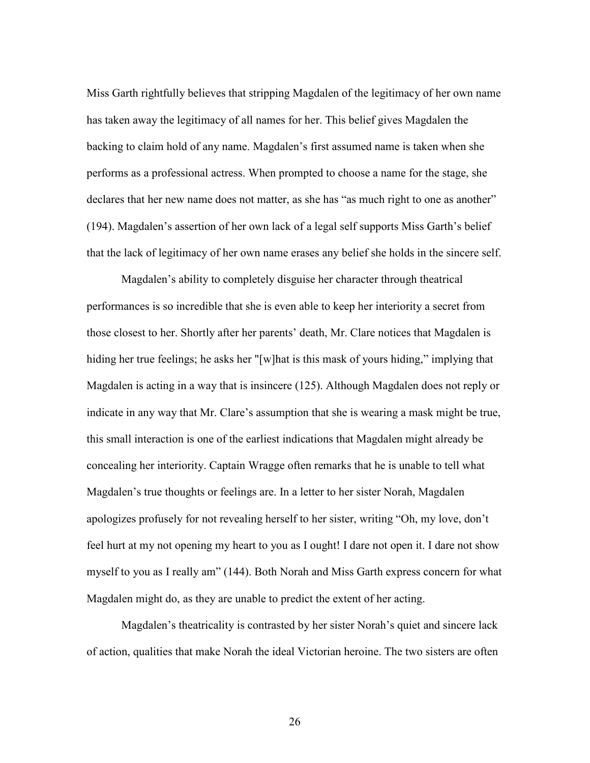Miss Garth rightfully believes that stripping Magdalen of the legitimacy of her own name has taken away the legitimacy of all names for her. This belief gives Magdalen the backing to claim hold of any name. Magdalen's first assumed name is taken when she performs as a professional actress. When prompted to choose a name for the stage, she declares that her new name does not matter, as she has "as much right to one as another" (194). Magdalen's assertion of her own lack of a legal self supports Miss Garth's belief that the lack of legitimacy of her own name erases any belief she holds in the sincere self.

Magdalen's ability to completely disguise her character through theatrical performances is so incredible that she is even able to keep her interiority a secret from those closest to her. Shortly after her parents' death, Mr. Clare notices that Magdalen is hiding her true feelings; he asks her "[w]hat is this mask of yours hiding," implying that Magdalen is acting in a way that is insincere (125). Although Magdalen does not reply or indicate in any way that Mr. Clare's assumption that she is wearing a mask might be true, this small interaction is one of the earliest indications that Magdalen might already be concealing her interiority. Captain Wragge often remarks that he is unable to tell what Magdalen's true thoughts or feelings are. In a letter to her sister Norah, Magdalen apologizes profusely for not revealing herself to her sister, writing "Oh, my love, don't feel hurt at my not opening my heart to you as I ought! I dare not open it. I dare not show myself to you as I really am" (144). Both Norah and Miss Garth express concern for what Magdalen might do, as they are unable to predict the extent of her acting.

Magdalen's theatricality is contrasted by her sister Norah's quiet and sincere lack of action, qualities that make Norah the ideal Victorian heroine. The two sisters are often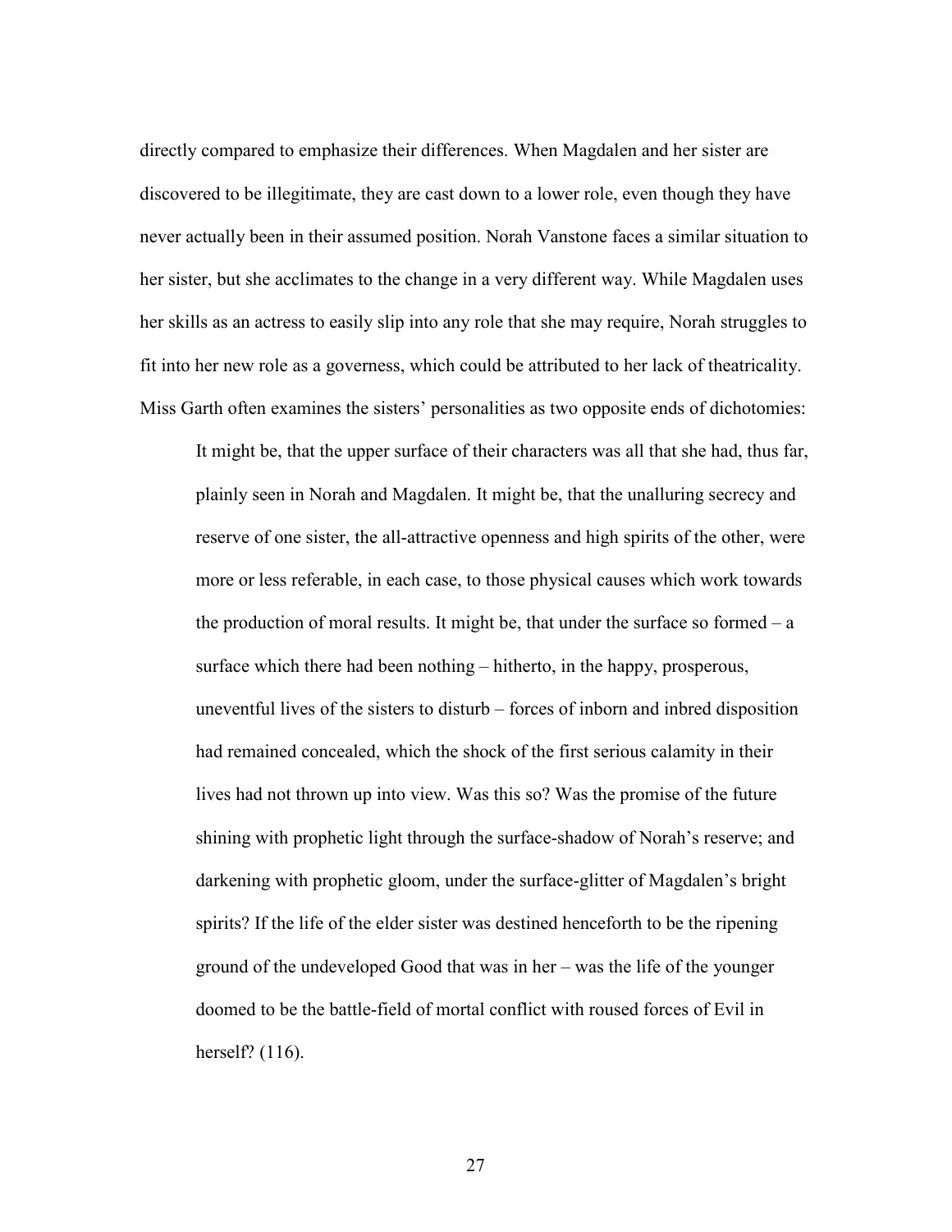directly compared to emphasize their differences. When Magdalen and her sister are discovered to be illegitimate, they are cast down to a lower role, even though they have never actually been in their assumed position. Norah Vanstone faces a similar situation to her sister, but she acclimates to the change in a very different way. While Magdalen uses her skills as an actress to easily slip into any role that she may require, Norah struggles to fit into her new role as a governess, which could be attributed to her lack of theatricality. Miss Garth often examines the sisters' personalities as two opposite ends of dichotomies:

> It might be, that the upper surface of their characters was all that she had, thus far, plainly seen in Norah and Magdalen. It might be, that the unalluring secrecy and reserve of one sister, the all-attractive openness and high spirits of the other, were more or less referable, in each case, to those physical causes which work towards the production of moral results. It might be, that under the surface so formed – a surface which there had been nothing – hitherto, in the happy, prosperous, uneventful lives of the sisters to disturb – forces of inborn and inbred disposition had remained concealed, which the shock of the first serious calamity in their lives had not thrown up into view. Was this so? Was the promise of the future shining with prophetic light through the surface-shadow of Norah's reserve; and darkening with prophetic gloom, under the surface-glitter of Magdalen's bright spirits? If the life of the elder sister was destined henceforth to be the ripening ground of the undeveloped Good that was in her – was the life of the younger doomed to be the battle-field of mortal conflict with roused forces of Evil in herself? (116).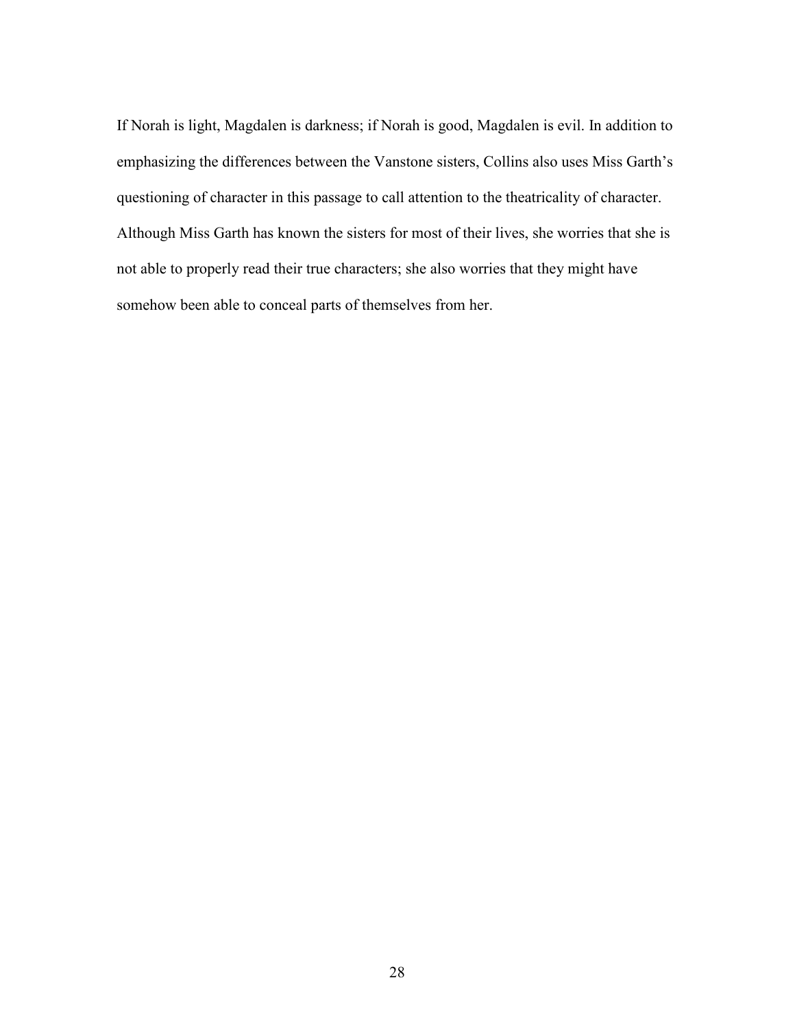If Norah is light, Magdalen is darkness; if Norah is good, Magdalen is evil. In addition to emphasizing the differences between the Vanstone sisters, Collins also uses Miss Garth's questioning of character in this passage to call attention to the theatricality of character. Although Miss Garth has known the sisters for most of their lives, she worries that she is not able to properly read their true characters; she also worries that they might have somehow been able to conceal parts of themselves from her.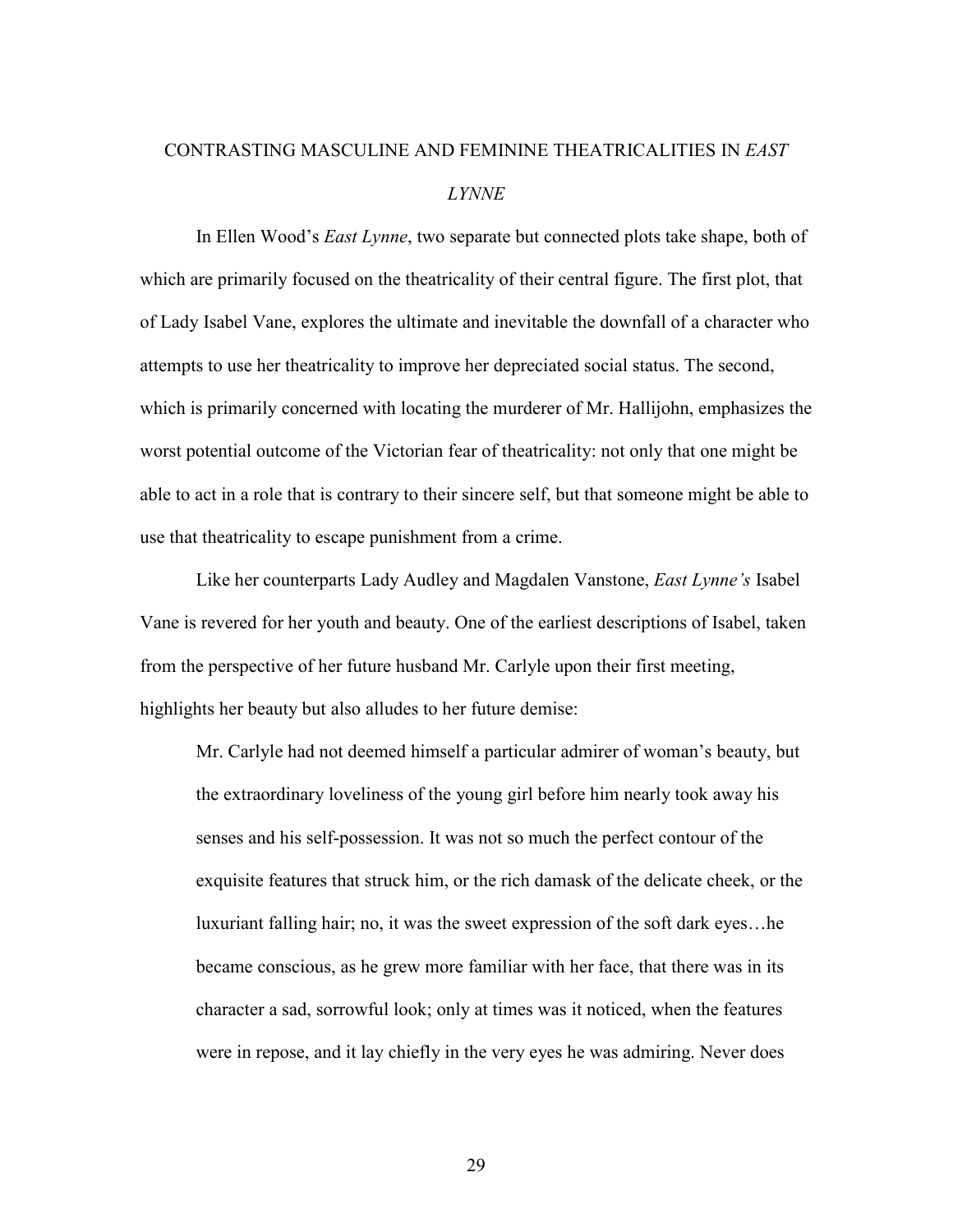# CONTRASTING MASCULINE AND FEMININE THEATRICALITIES IN *EAST LYNNE*

In Ellen Wood's *East Lynne*, two separate but connected plots take shape, both of which are primarily focused on the theatricality of their central figure. The first plot, that of Lady Isabel Vane, explores the ultimate and inevitable the downfall of a character who attempts to use her theatricality to improve her depreciated social status. The second, which is primarily concerned with locating the murderer of Mr. Hallijohn, emphasizes the worst potential outcome of the Victorian fear of theatricality: not only that one might be able to act in a role that is contrary to their sincere self, but that someone might be able to use that theatricality to escape punishment from a crime.

Like her counterparts Lady Audley and Magdalen Vanstone, *East Lynne's* Isabel Vane is revered for her youth and beauty. One of the earliest descriptions of Isabel, taken from the perspective of her future husband Mr. Carlyle upon their first meeting, highlights her beauty but also alludes to her future demise:

> Mr. Carlyle had not deemed himself a particular admirer of woman's beauty, but the extraordinary loveliness of the young girl before him nearly took away his senses and his self-possession. It was not so much the perfect contour of the exquisite features that struck him, or the rich damask of the delicate cheek, or the luxuriant falling hair; no, it was the sweet expression of the soft dark eyes…he became conscious, as he grew more familiar with her face, that there was in its character a sad, sorrowful look; only at times was it noticed, when the features were in repose, and it lay chiefly in the very eyes he was admiring. Never does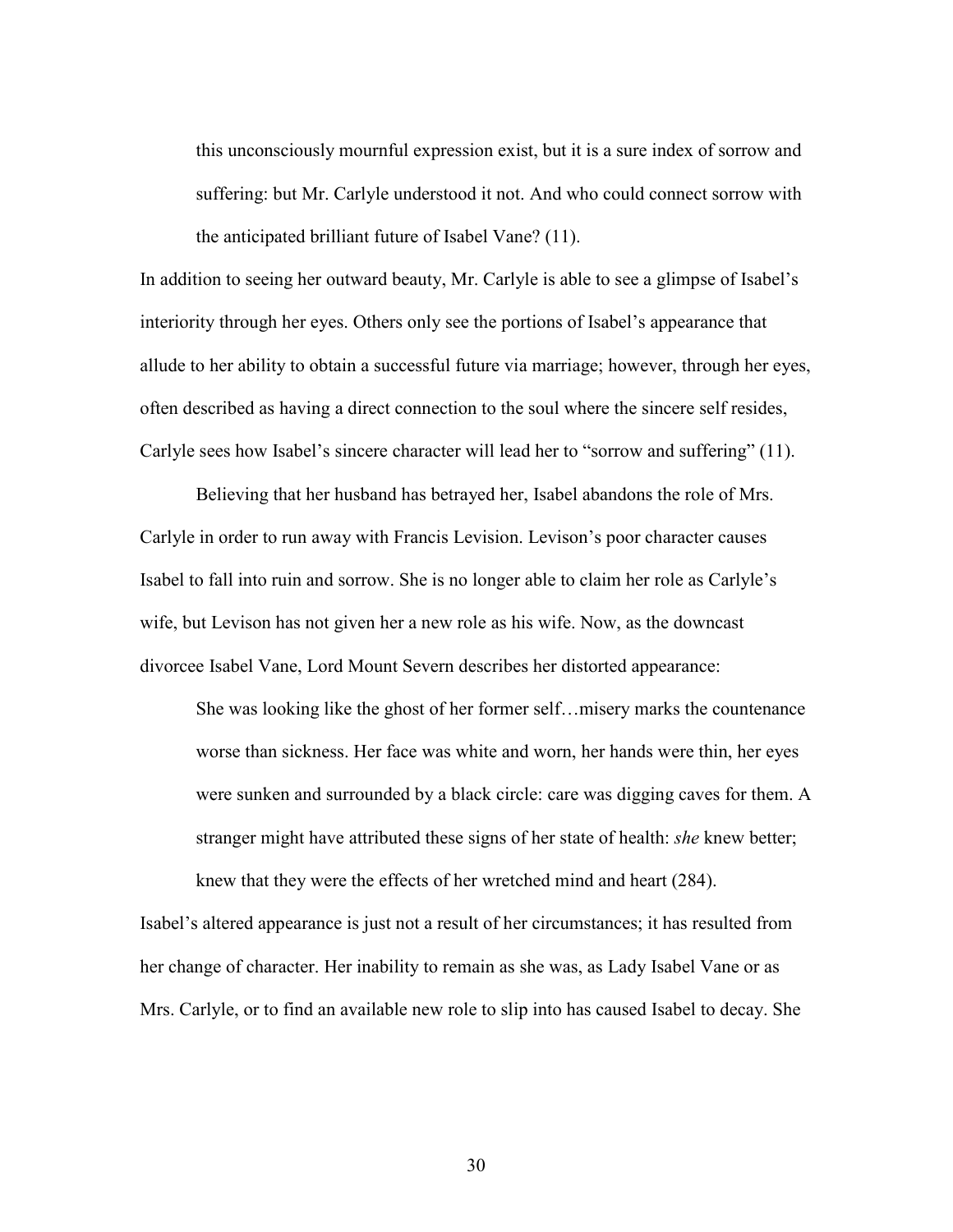> this unconsciously mournful expression exist, but it is a sure index of sorrow and suffering: but Mr. Carlyle understood it not. And who could connect sorrow with the anticipated brilliant future of Isabel Vane? (11).

In addition to seeing her outward beauty, Mr. Carlyle is able to see a glimpse of Isabel's interiority through her eyes. Others only see the portions of Isabel's appearance that allude to her ability to obtain a successful future via marriage; however, through her eyes, often described as having a direct connection to the soul where the sincere self resides, Carlyle sees how Isabel's sincere character will lead her to "sorrow and suffering" (11).

Believing that her husband has betrayed her, Isabel abandons the role of Mrs. Carlyle in order to run away with Francis Levision. Levison's poor character causes Isabel to fall into ruin and sorrow. She is no longer able to claim her role as Carlyle's wife, but Levison has not given her a new role as his wife. Now, as the downcast divorcee Isabel Vane, Lord Mount Severn describes her distorted appearance:

> She was looking like the ghost of her former self…misery marks the countenance worse than sickness. Her face was white and worn, her hands were thin, her eyes were sunken and surrounded by a black circle: care was digging caves for them. A stranger might have attributed these signs of her state of health: *she* knew better; knew that they were the effects of her wretched mind and heart (284).

Isabel's altered appearance is just not a result of her circumstances; it has resulted from her change of character. Her inability to remain as she was, as Lady Isabel Vane or as Mrs. Carlyle, or to find an available new role to slip into has caused Isabel to decay. She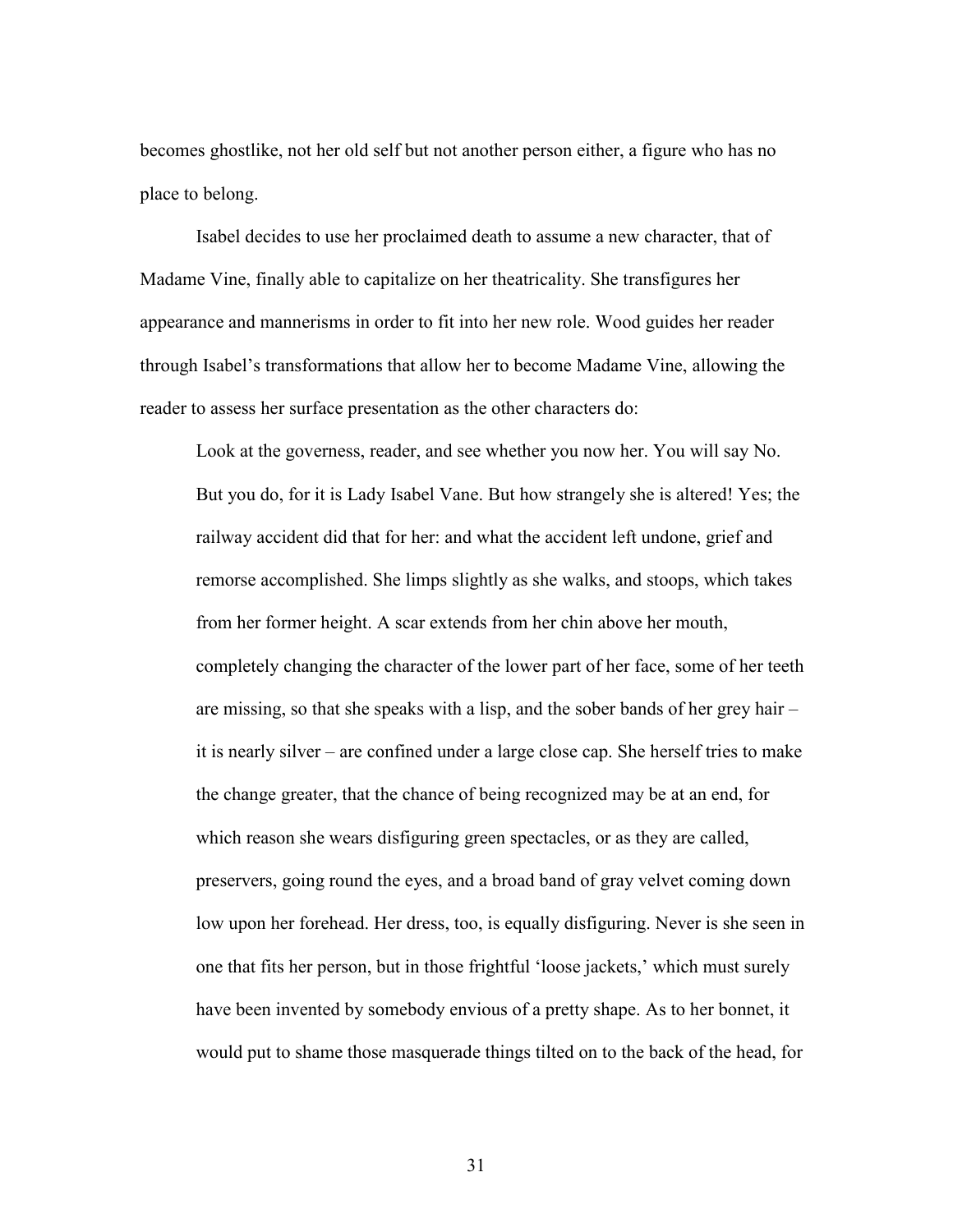becomes ghostlike, not her old self but not another person either, a figure who has no place to belong.

Isabel decides to use her proclaimed death to assume a new character, that of Madame Vine, finally able to capitalize on her theatricality. She transfigures her appearance and mannerisms in order to fit into her new role. Wood guides her reader through Isabel's transformations that allow her to become Madame Vine, allowing the reader to assess her surface presentation as the other characters do:

> Look at the governess, reader, and see whether you now her. You will say No. But you do, for it is Lady Isabel Vane. But how strangely she is altered! Yes; the railway accident did that for her: and what the accident left undone, grief and remorse accomplished. She limps slightly as she walks, and stoops, which takes from her former height. A scar extends from her chin above her mouth, completely changing the character of the lower part of her face, some of her teeth are missing, so that she speaks with a lisp, and the sober bands of her grey hair – it is nearly silver – are confined under a large close cap. She herself tries to make the change greater, that the chance of being recognized may be at an end, for which reason she wears disfiguring green spectacles, or as they are called, preservers, going round the eyes, and a broad band of gray velvet coming down low upon her forehead. Her dress, too, is equally disfiguring. Never is she seen in one that fits her person, but in those frightful 'loose jackets,' which must surely have been invented by somebody envious of a pretty shape. As to her bonnet, it would put to shame those masquerade things tilted on to the back of the head, for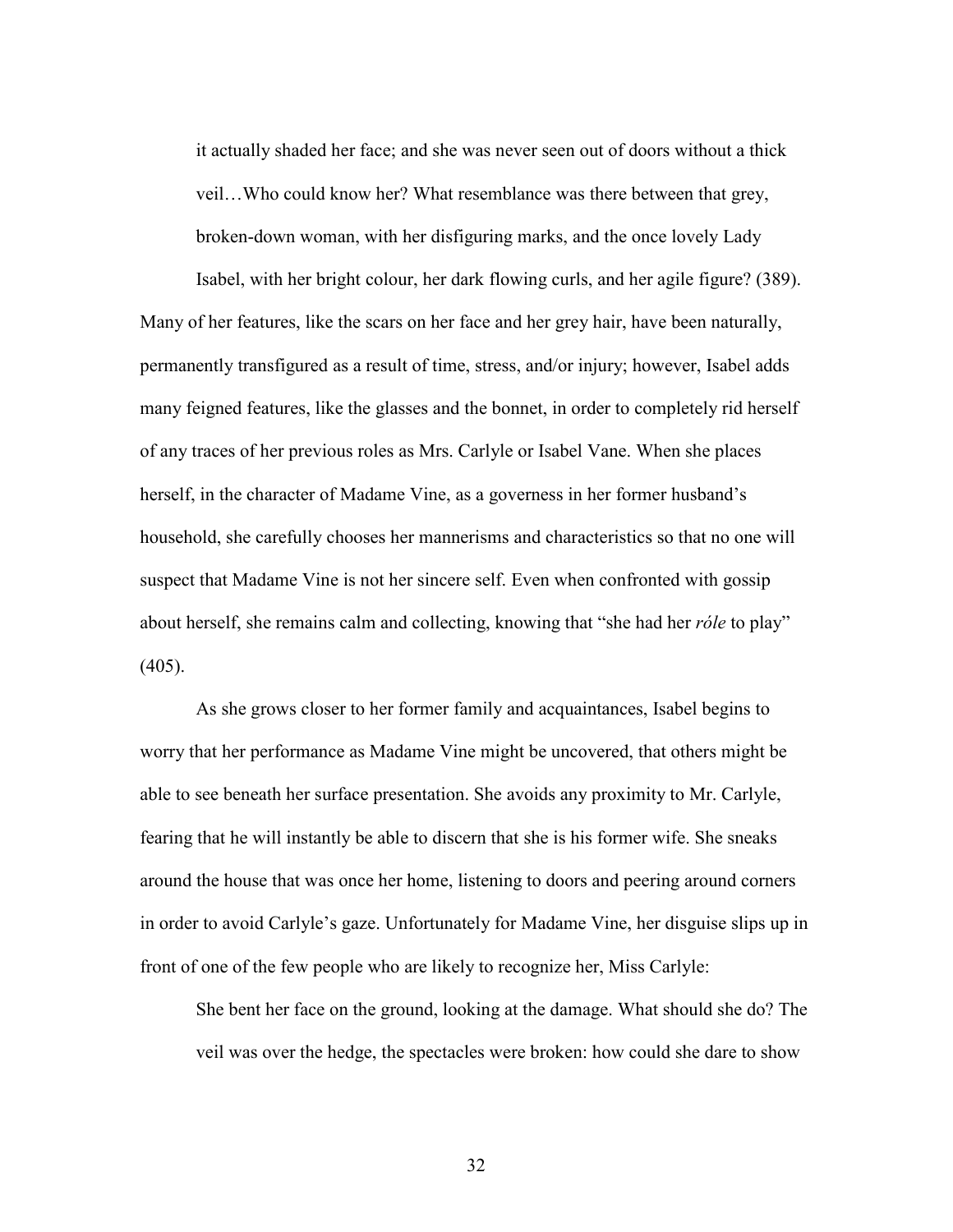> it actually shaded her face; and she was never seen out of doors without a thick veil…Who could know her? What resemblance was there between that grey, broken-down woman, with her disfiguring marks, and the once lovely Lady Isabel, with her bright colour, her dark flowing curls, and her agile figure? (389).

Many of her features, like the scars on her face and her grey hair, have been naturally, permanently transfigured as a result of time, stress, and/or injury; however, Isabel adds many feigned features, like the glasses and the bonnet, in order to completely rid herself of any traces of her previous roles as Mrs. Carlyle or Isabel Vane. When she places herself, in the character of Madame Vine, as a governess in her former husband's household, she carefully chooses her mannerisms and characteristics so that no one will suspect that Madame Vine is not her sincere self. Even when confronted with gossip about herself, she remains calm and collecting, knowing that "she had her *róle* to play" (405).

As she grows closer to her former family and acquaintances, Isabel begins to worry that her performance as Madame Vine might be uncovered, that others might be able to see beneath her surface presentation. She avoids any proximity to Mr. Carlyle, fearing that he will instantly be able to discern that she is his former wife. She sneaks around the house that was once her home, listening to doors and peering around corners in order to avoid Carlyle's gaze. Unfortunately for Madame Vine, her disguise slips up in front of one of the few people who are likely to recognize her, Miss Carlyle:

> She bent her face on the ground, looking at the damage. What should she do? The veil was over the hedge, the spectacles were broken: how could she dare to show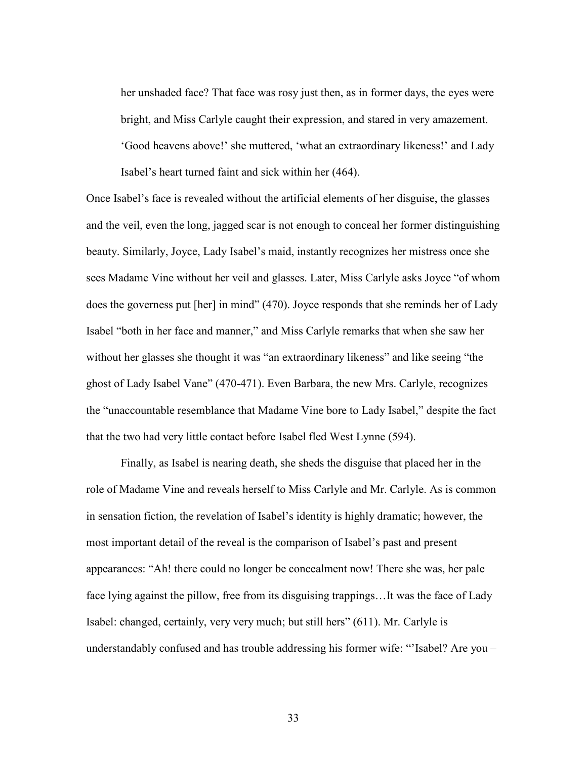> her unshaded face? That face was rosy just then, as in former days, the eyes were bright, and Miss Carlyle caught their expression, and stared in very amazement. 'Good heavens above!' she muttered, 'what an extraordinary likeness!' and Lady Isabel's heart turned faint and sick within her (464).

Once Isabel's face is revealed without the artificial elements of her disguise, the glasses and the veil, even the long, jagged scar is not enough to conceal her former distinguishing beauty. Similarly, Joyce, Lady Isabel's maid, instantly recognizes her mistress once she sees Madame Vine without her veil and glasses. Later, Miss Carlyle asks Joyce "of whom does the governess put [her] in mind" (470). Joyce responds that she reminds her of Lady Isabel "both in her face and manner," and Miss Carlyle remarks that when she saw her without her glasses she thought it was "an extraordinary likeness" and like seeing "the ghost of Lady Isabel Vane" (470-471). Even Barbara, the new Mrs. Carlyle, recognizes the "unaccountable resemblance that Madame Vine bore to Lady Isabel," despite the fact that the two had very little contact before Isabel fled West Lynne (594).

Finally, as Isabel is nearing death, she sheds the disguise that placed her in the role of Madame Vine and reveals herself to Miss Carlyle and Mr. Carlyle. As is common in sensation fiction, the revelation of Isabel's identity is highly dramatic; however, the most important detail of the reveal is the comparison of Isabel's past and present appearances: "Ah! there could no longer be concealment now! There she was, her pale face lying against the pillow, free from its disguising trappings…It was the face of Lady Isabel: changed, certainly, very very much; but still hers" (611). Mr. Carlyle is understandably confused and has trouble addressing his former wife: "'Isabel? Are you –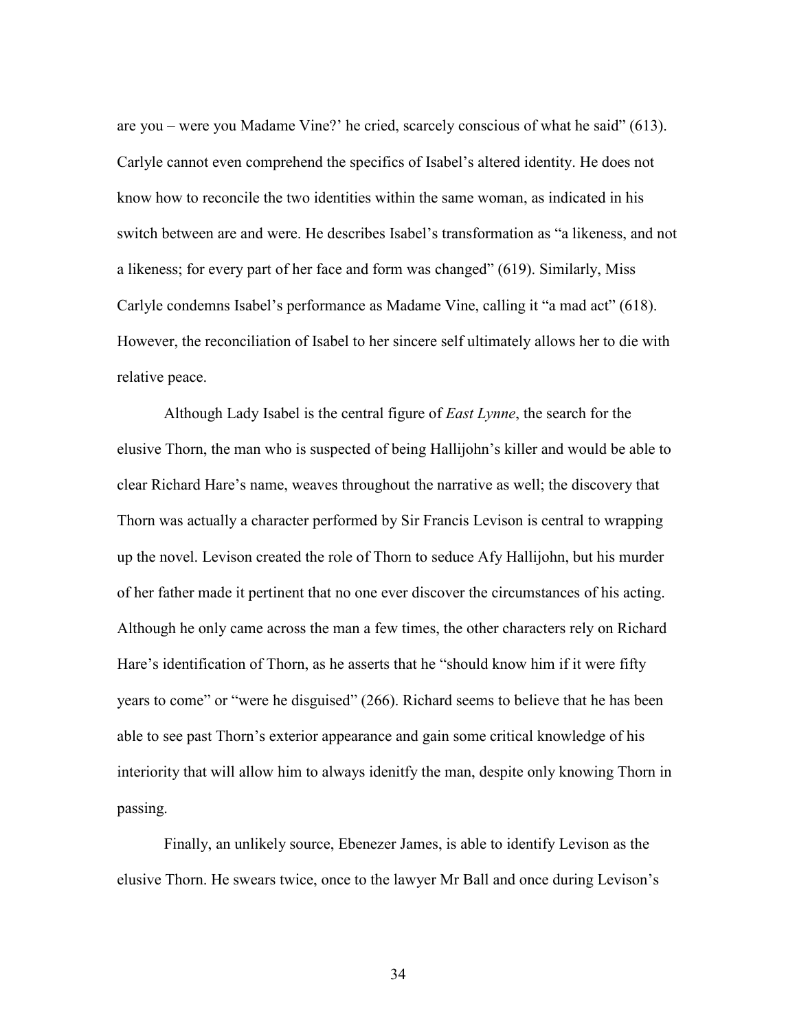are you – were you Madame Vine?' he cried, scarcely conscious of what he said" (613). Carlyle cannot even comprehend the specifics of Isabel's altered identity. He does not know how to reconcile the two identities within the same woman, as indicated in his switch between are and were. He describes Isabel's transformation as "a likeness, and not a likeness; for every part of her face and form was changed" (619). Similarly, Miss Carlyle condemns Isabel's performance as Madame Vine, calling it "a mad act" (618). However, the reconciliation of Isabel to her sincere self ultimately allows her to die with relative peace.

Although Lady Isabel is the central figure of *East Lynne*, the search for the elusive Thorn, the man who is suspected of being Hallijohn's killer and would be able to clear Richard Hare's name, weaves throughout the narrative as well; the discovery that Thorn was actually a character performed by Sir Francis Levison is central to wrapping up the novel. Levison created the role of Thorn to seduce Afy Hallijohn, but his murder of her father made it pertinent that no one ever discover the circumstances of his acting. Although he only came across the man a few times, the other characters rely on Richard Hare's identification of Thorn, as he asserts that he "should know him if it were fifty years to come" or "were he disguised" (266). Richard seems to believe that he has been able to see past Thorn's exterior appearance and gain some critical knowledge of his interiority that will allow him to always idenitfy the man, despite only knowing Thorn in passing.

Finally, an unlikely source, Ebenezer James, is able to identify Levison as the elusive Thorn. He swears twice, once to the lawyer Mr Ball and once during Levison's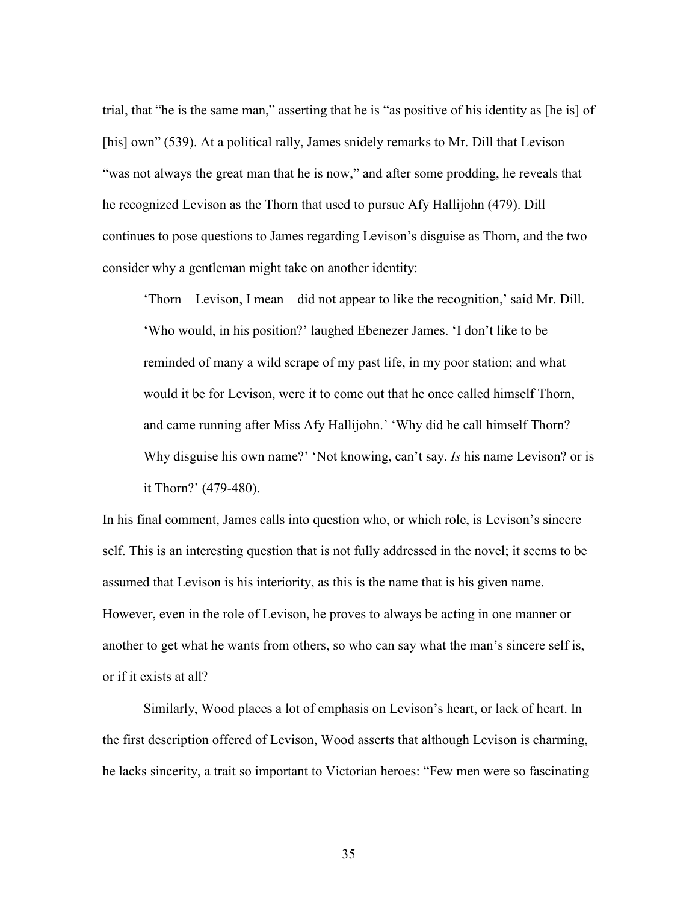trial, that "he is the same man," asserting that he is "as positive of his identity as [he is] of [his] own" (539). At a political rally, James snidely remarks to Mr. Dill that Levison "was not always the great man that he is now," and after some prodding, he reveals that he recognized Levison as the Thorn that used to pursue Afy Hallijohn (479). Dill continues to pose questions to James regarding Levison's disguise as Thorn, and the two consider why a gentleman might take on another identity:

> 'Thorn – Levison, I mean – did not appear to like the recognition,' said Mr. Dill. 'Who would, in his position?' laughed Ebenezer James. 'I don't like to be reminded of many a wild scrape of my past life, in my poor station; and what would it be for Levison, were it to come out that he once called himself Thorn, and came running after Miss Afy Hallijohn.' 'Why did he call himself Thorn? Why disguise his own name?' 'Not knowing, can't say. *Is* his name Levison? or is it Thorn?' (479-480).

In his final comment, James calls into question who, or which role, is Levison's sincere self. This is an interesting question that is not fully addressed in the novel; it seems to be assumed that Levison is his interiority, as this is the name that is his given name. However, even in the role of Levison, he proves to always be acting in one manner or another to get what he wants from others, so who can say what the man's sincere self is, or if it exists at all?

Similarly, Wood places a lot of emphasis on Levison's heart, or lack of heart. In the first description offered of Levison, Wood asserts that although Levison is charming, he lacks sincerity, a trait so important to Victorian heroes: "Few men were so fascinating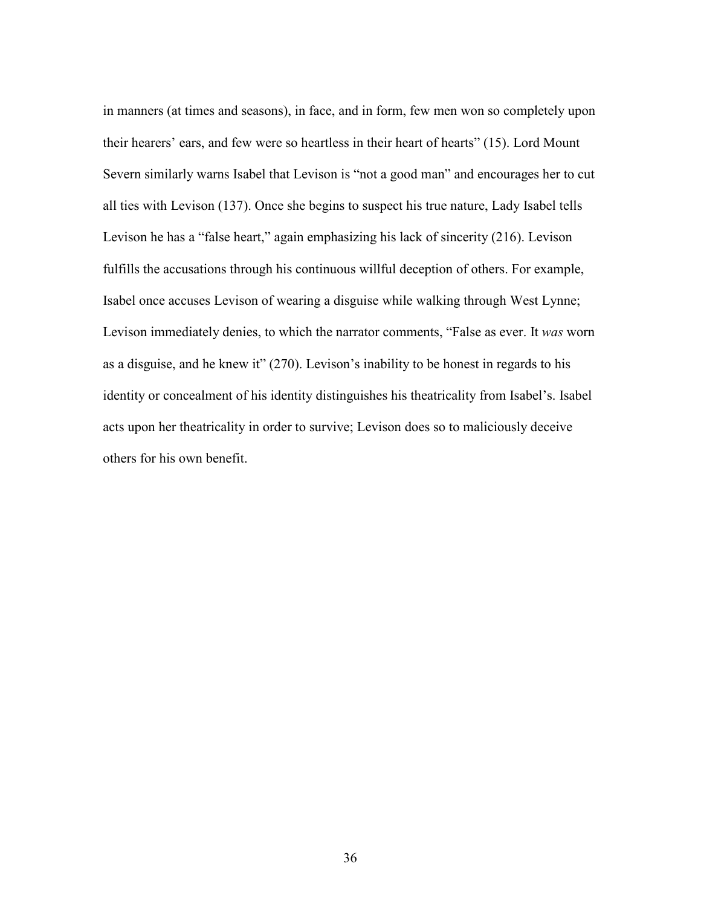in manners (at times and seasons), in face, and in form, few men won so completely upon their hearers' ears, and few were so heartless in their heart of hearts" (15). Lord Mount Severn similarly warns Isabel that Levison is "not a good man" and encourages her to cut all ties with Levison (137). Once she begins to suspect his true nature, Lady Isabel tells Levison he has a "false heart," again emphasizing his lack of sincerity (216). Levison fulfills the accusations through his continuous willful deception of others. For example, Isabel once accuses Levison of wearing a disguise while walking through West Lynne; Levison immediately denies, to which the narrator comments, "False as ever. It *was* worn as a disguise, and he knew it" (270). Levison's inability to be honest in regards to his identity or concealment of his identity distinguishes his theatricality from Isabel's. Isabel acts upon her theatricality in order to survive; Levison does so to maliciously deceive others for his own benefit.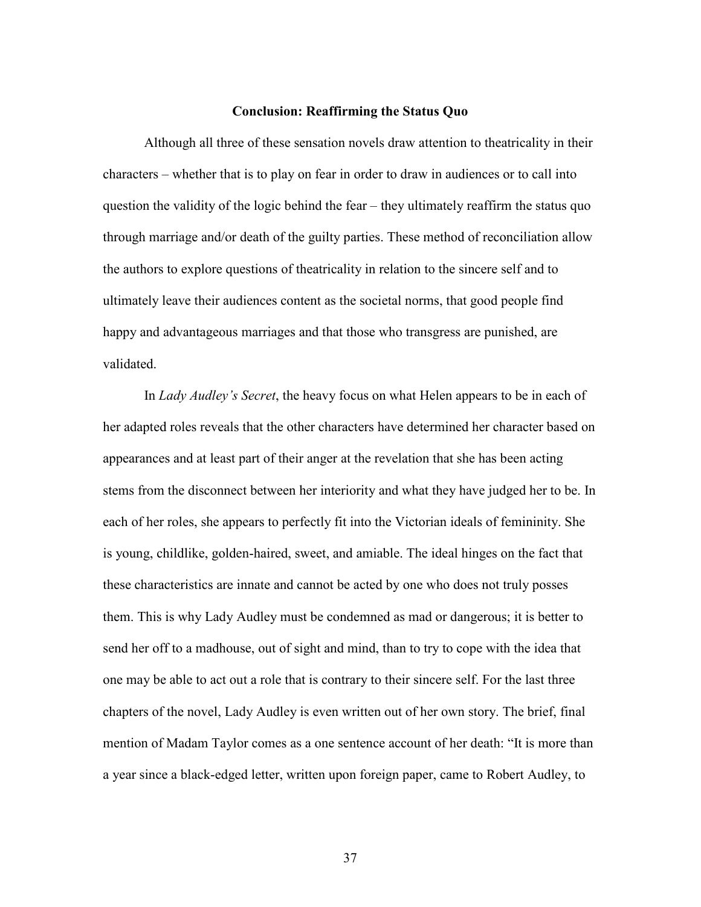## Conclusion: Reaffirming the Status Quo

Although all three of these sensation novels draw attention to theatricality in their characters – whether that is to play on fear in order to draw in audiences or to call into question the validity of the logic behind the fear – they ultimately reaffirm the status quo through marriage and/or death of the guilty parties. These method of reconciliation allow the authors to explore questions of theatricality in relation to the sincere self and to ultimately leave their audiences content as the societal norms, that good people find happy and advantageous marriages and that those who transgress are punished, are validated.

In *Lady Audley's Secret*, the heavy focus on what Helen appears to be in each of her adapted roles reveals that the other characters have determined her character based on appearances and at least part of their anger at the revelation that she has been acting stems from the disconnect between her interiority and what they have judged her to be. In each of her roles, she appears to perfectly fit into the Victorian ideals of femininity. She is young, childlike, golden-haired, sweet, and amiable. The ideal hinges on the fact that these characteristics are innate and cannot be acted by one who does not truly posses them. This is why Lady Audley must be condemned as mad or dangerous; it is better to send her off to a madhouse, out of sight and mind, than to try to cope with the idea that one may be able to act out a role that is contrary to their sincere self. For the last three chapters of the novel, Lady Audley is even written out of her own story. The brief, final mention of Madam Taylor comes as a one sentence account of her death: "It is more than a year since a black-edged letter, written upon foreign paper, came to Robert Audley, to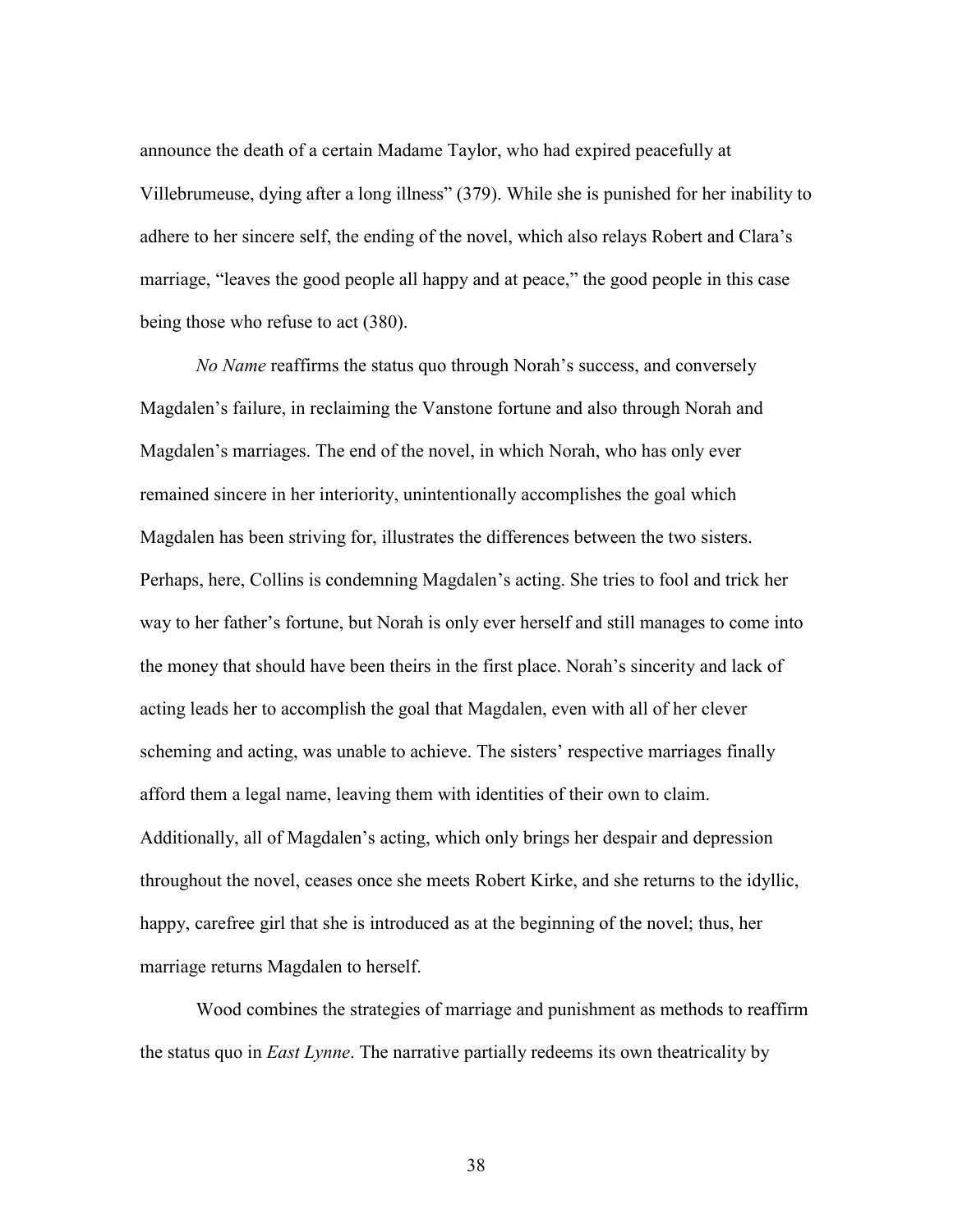announce the death of a certain Madame Taylor, who had expired peacefully at Villebrumeuse, dying after a long illness" (379). While she is punished for her inability to adhere to her sincere self, the ending of the novel, which also relays Robert and Clara's marriage, "leaves the good people all happy and at peace," the good people in this case being those who refuse to act (380).

*No Name* reaffirms the status quo through Norah's success, and conversely Magdalen's failure, in reclaiming the Vanstone fortune and also through Norah and Magdalen's marriages. The end of the novel, in which Norah, who has only ever remained sincere in her interiority, unintentionally accomplishes the goal which Magdalen has been striving for, illustrates the differences between the two sisters. Perhaps, here, Collins is condemning Magdalen's acting. She tries to fool and trick her way to her father's fortune, but Norah is only ever herself and still manages to come into the money that should have been theirs in the first place. Norah's sincerity and lack of acting leads her to accomplish the goal that Magdalen, even with all of her clever scheming and acting, was unable to achieve. The sisters' respective marriages finally afford them a legal name, leaving them with identities of their own to claim. Additionally, all of Magdalen's acting, which only brings her despair and depression throughout the novel, ceases once she meets Robert Kirke, and she returns to the idyllic, happy, carefree girl that she is introduced as at the beginning of the novel; thus, her marriage returns Magdalen to herself.

Wood combines the strategies of marriage and punishment as methods to reaffirm the status quo in *East Lynne*. The narrative partially redeems its own theatricality by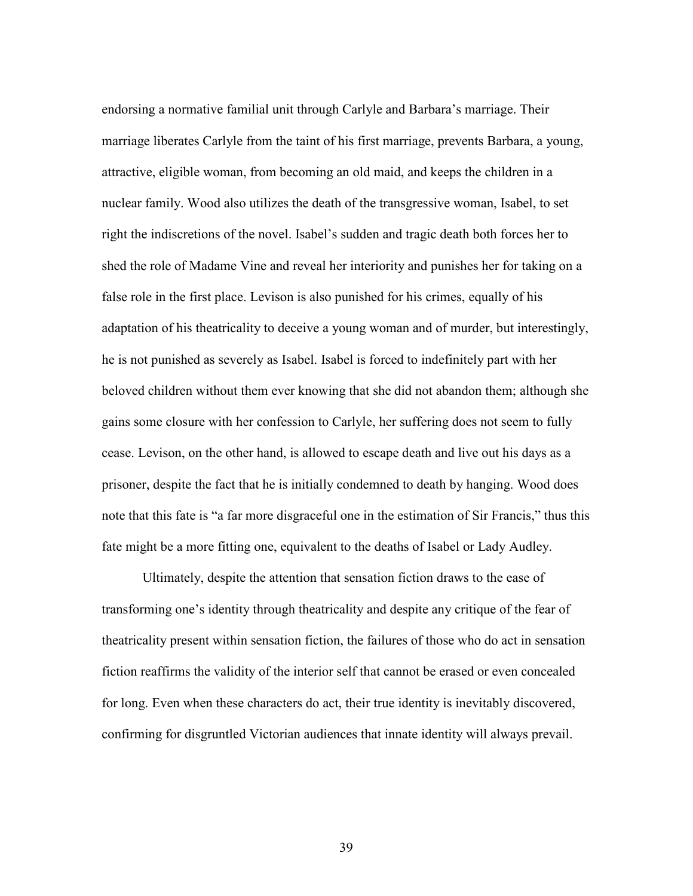endorsing a normative familial unit through Carlyle and Barbara's marriage. Their marriage liberates Carlyle from the taint of his first marriage, prevents Barbara, a young, attractive, eligible woman, from becoming an old maid, and keeps the children in a nuclear family. Wood also utilizes the death of the transgressive woman, Isabel, to set right the indiscretions of the novel. Isabel's sudden and tragic death both forces her to shed the role of Madame Vine and reveal her interiority and punishes her for taking on a false role in the first place. Levison is also punished for his crimes, equally of his adaptation of his theatricality to deceive a young woman and of murder, but interestingly, he is not punished as severely as Isabel. Isabel is forced to indefinitely part with her beloved children without them ever knowing that she did not abandon them; although she gains some closure with her confession to Carlyle, her suffering does not seem to fully cease. Levison, on the other hand, is allowed to escape death and live out his days as a prisoner, despite the fact that he is initially condemned to death by hanging. Wood does note that this fate is "a far more disgraceful one in the estimation of Sir Francis," thus this fate might be a more fitting one, equivalent to the deaths of Isabel or Lady Audley.

Ultimately, despite the attention that sensation fiction draws to the ease of transforming one's identity through theatricality and despite any critique of the fear of theatricality present within sensation fiction, the failures of those who do act in sensation fiction reaffirms the validity of the interior self that cannot be erased or even concealed for long. Even when these characters do act, their true identity is inevitably discovered, confirming for disgruntled Victorian audiences that innate identity will always prevail.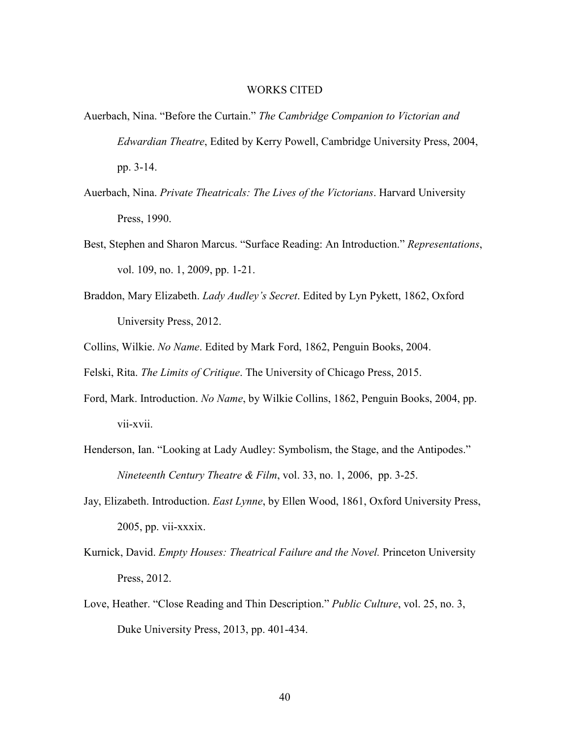# WORKS CITED

Auerbach, Nina. "Before the Curtain." *The Cambridge Companion to Victorian and Edwardian Theatre*, Edited by Kerry Powell, Cambridge University Press, 2004, pp. 3-14.

Auerbach, Nina. *Private Theatricals: The Lives of the Victorians*. Harvard University Press, 1990.

Best, Stephen and Sharon Marcus. "Surface Reading: An Introduction." *Representations*, vol. 109, no. 1, 2009, pp. 1-21.

Braddon, Mary Elizabeth. *Lady Audley's Secret*. Edited by Lyn Pykett, 1862, Oxford University Press, 2012.

Collins, Wilkie. *No Name*. Edited by Mark Ford, 1862, Penguin Books, 2004.

Felski, Rita. *The Limits of Critique*. The University of Chicago Press, 2015.

Ford, Mark. Introduction. *No Name*, by Wilkie Collins, 1862, Penguin Books, 2004, pp. vii-xvii.

Henderson, Ian. "Looking at Lady Audley: Symbolism, the Stage, and the Antipodes." *Nineteenth Century Theatre & Film*, vol. 33, no. 1, 2006, pp. 3-25.

Jay, Elizabeth. Introduction. *East Lynne*, by Ellen Wood, 1861, Oxford University Press, 2005, pp. vii-xxxix.

Kurnick, David. *Empty Houses: Theatrical Failure and the Novel.* Princeton University Press, 2012.

Love, Heather. "Close Reading and Thin Description." *Public Culture*, vol. 25, no. 3, Duke University Press, 2013, pp. 401-434.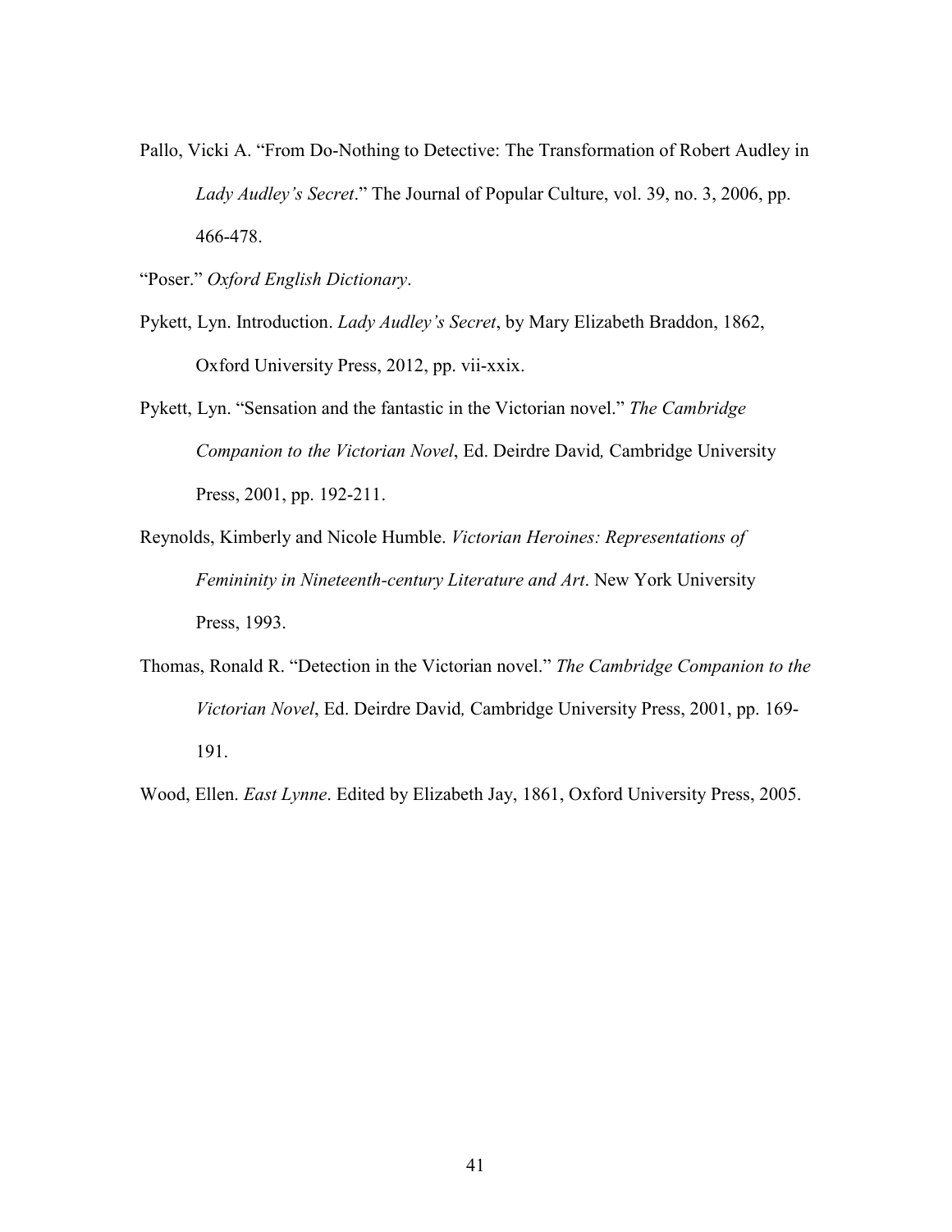Pallo, Vicki A. "From Do-Nothing to Detective: The Transformation of Robert Audley in *Lady Audley's Secret*." The Journal of Popular Culture, vol. 39, no. 3, 2006, pp. 466-478.

"Poser." *Oxford English Dictionary*.

Pykett, Lyn. Introduction. *Lady Audley's Secret*, by Mary Elizabeth Braddon, 1862, Oxford University Press, 2012, pp. vii-xxix.

Pykett, Lyn. "Sensation and the fantastic in the Victorian novel." *The Cambridge Companion to the Victorian Novel*, Ed. Deirdre David*,* Cambridge University Press, 2001, pp. 192-211.

Reynolds, Kimberly and Nicole Humble. *Victorian Heroines: Representations of Femininity in Nineteenth-century Literature and Art*. New York University Press, 1993.

Thomas, Ronald R. "Detection in the Victorian novel." *The Cambridge Companion to the Victorian Novel*, Ed. Deirdre David*,* Cambridge University Press, 2001, pp. 169-191.

Wood, Ellen. *East Lynne*. Edited by Elizabeth Jay, 1861, Oxford University Press, 2005.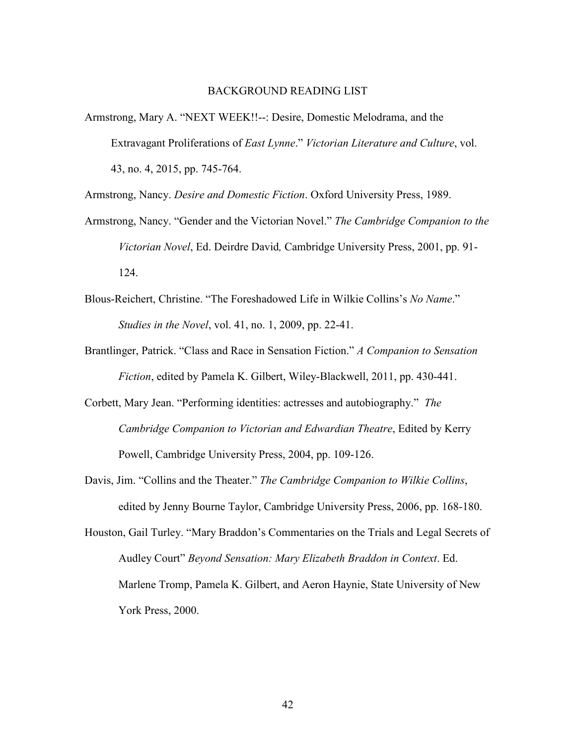## BACKGROUND READING LIST

Armstrong, Mary A. "NEXT WEEK!!--: Desire, Domestic Melodrama, and the Extravagant Proliferations of *East Lynne*." *Victorian Literature and Culture*, vol. 43, no. 4, 2015, pp. 745-764.

Armstrong, Nancy. *Desire and Domestic Fiction*. Oxford University Press, 1989.

Armstrong, Nancy. "Gender and the Victorian Novel." *The Cambridge Companion to the Victorian Novel*, Ed. Deirdre David, Cambridge University Press, 2001, pp. 91-124.

Blous-Reichert, Christine. "The Foreshadowed Life in Wilkie Collins's *No Name*." *Studies in the Novel*, vol. 41, no. 1, 2009, pp. 22-41.

Brantlinger, Patrick. "Class and Race in Sensation Fiction." *A Companion to Sensation Fiction*, edited by Pamela K. Gilbert, Wiley-Blackwell, 2011, pp. 430-441.

Corbett, Mary Jean. "Performing identities: actresses and autobiography." *The Cambridge Companion to Victorian and Edwardian Theatre*, Edited by Kerry Powell, Cambridge University Press, 2004, pp. 109-126.

Davis, Jim. "Collins and the Theater." *The Cambridge Companion to Wilkie Collins*, edited by Jenny Bourne Taylor, Cambridge University Press, 2006, pp. 168-180.

Houston, Gail Turley. "Mary Braddon's Commentaries on the Trials and Legal Secrets of Audley Court" *Beyond Sensation: Mary Elizabeth Braddon in Context*. Ed. Marlene Tromp, Pamela K. Gilbert, and Aeron Haynie, State University of New York Press, 2000.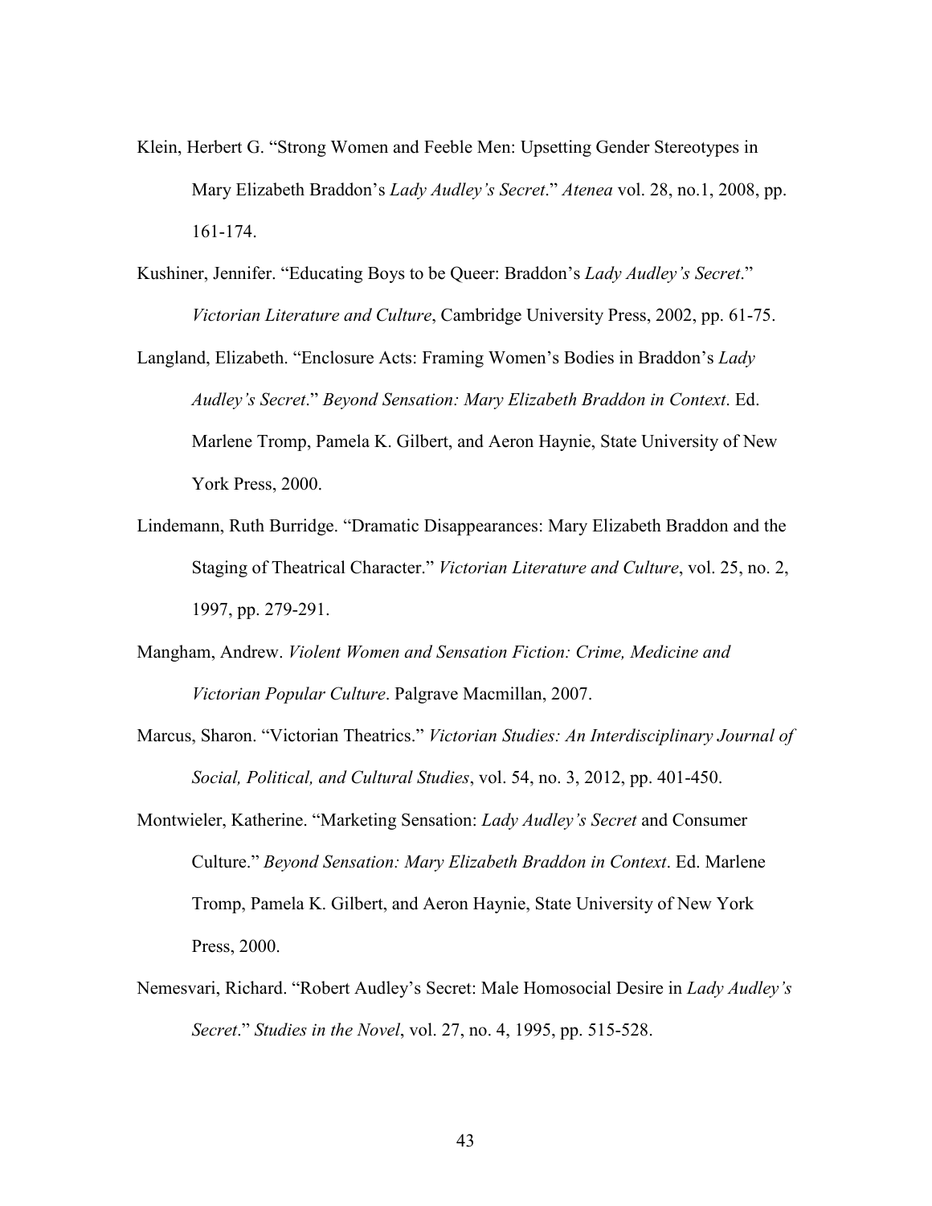Klein, Herbert G. "Strong Women and Feeble Men: Upsetting Gender Stereotypes in Mary Elizabeth Braddon's *Lady Audley's Secret*." *Atenea* vol. 28, no.1, 2008, pp. 161-174.

Kushiner, Jennifer. "Educating Boys to be Queer: Braddon's *Lady Audley's Secret*." *Victorian Literature and Culture*, Cambridge University Press, 2002, pp. 61-75.

Langland, Elizabeth. "Enclosure Acts: Framing Women's Bodies in Braddon's *Lady Audley's Secret*." *Beyond Sensation: Mary Elizabeth Braddon in Context*. Ed. Marlene Tromp, Pamela K. Gilbert, and Aeron Haynie, State University of New York Press, 2000.

Lindemann, Ruth Burridge. "Dramatic Disappearances: Mary Elizabeth Braddon and the Staging of Theatrical Character." *Victorian Literature and Culture*, vol. 25, no. 2, 1997, pp. 279-291.

Mangham, Andrew. *Violent Women and Sensation Fiction: Crime, Medicine and Victorian Popular Culture*. Palgrave Macmillan, 2007.

Marcus, Sharon. "Victorian Theatrics." *Victorian Studies: An Interdisciplinary Journal of Social, Political, and Cultural Studies*, vol. 54, no. 3, 2012, pp. 401-450.

Montwieler, Katherine. "Marketing Sensation: *Lady Audley's Secret* and Consumer Culture." *Beyond Sensation: Mary Elizabeth Braddon in Context*. Ed. Marlene Tromp, Pamela K. Gilbert, and Aeron Haynie, State University of New York Press, 2000.

Nemesvari, Richard. "Robert Audley's Secret: Male Homosocial Desire in *Lady Audley's Secret*." *Studies in the Novel*, vol. 27, no. 4, 1995, pp. 515-528.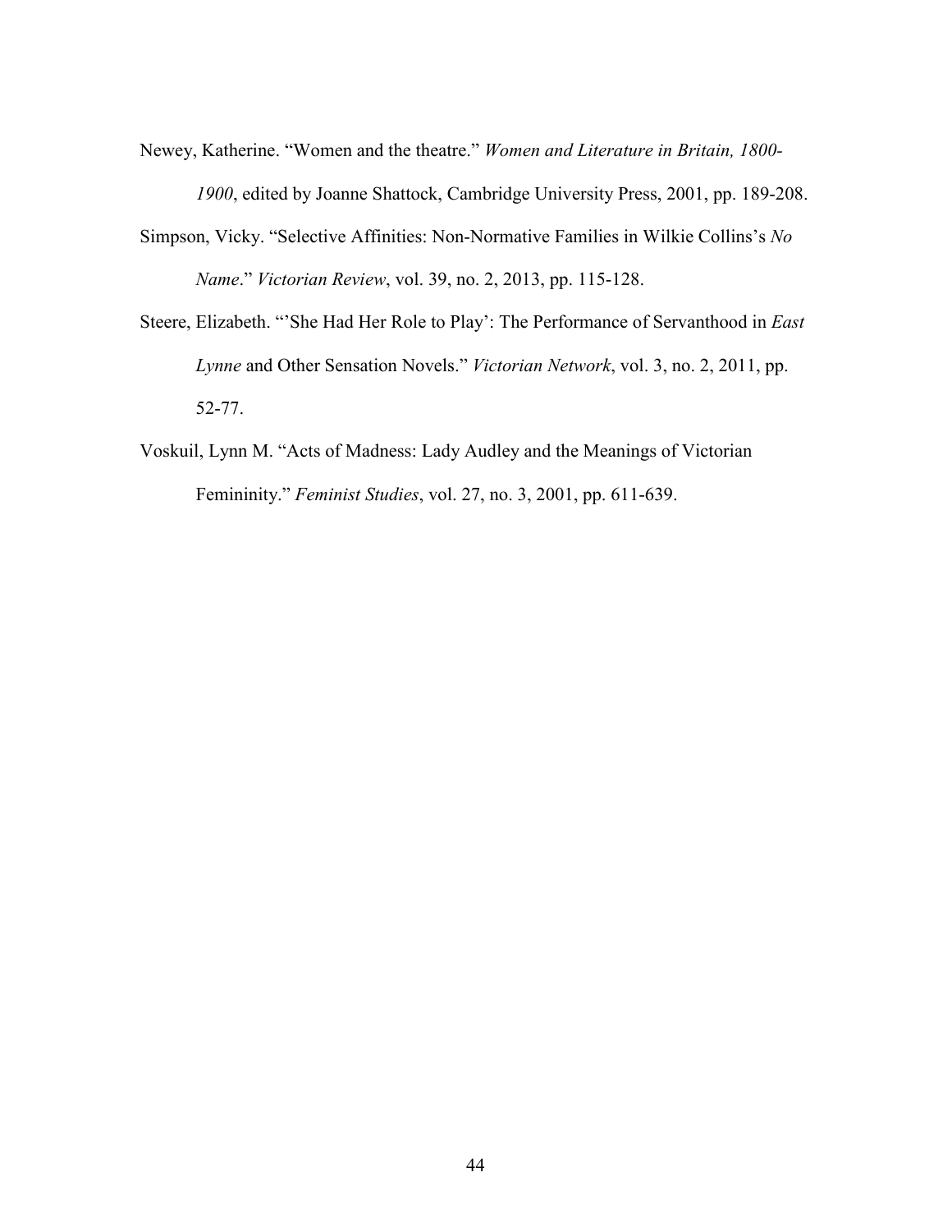Newey, Katherine. "Women and the theatre." *Women and Literature in Britain, 1800-1900*, edited by Joanne Shattock, Cambridge University Press, 2001, pp. 189-208.

Simpson, Vicky. "Selective Affinities: Non-Normative Families in Wilkie Collins's *No Name*." *Victorian Review*, vol. 39, no. 2, 2013, pp. 115-128.

Steere, Elizabeth. "'She Had Her Role to Play': The Performance of Servanthood in *East Lynne* and Other Sensation Novels." *Victorian Network*, vol. 3, no. 2, 2011, pp. 52-77.

Voskuil, Lynn M. "Acts of Madness: Lady Audley and the Meanings of Victorian Femininity." *Feminist Studies*, vol. 27, no. 3, 2001, pp. 611-639.